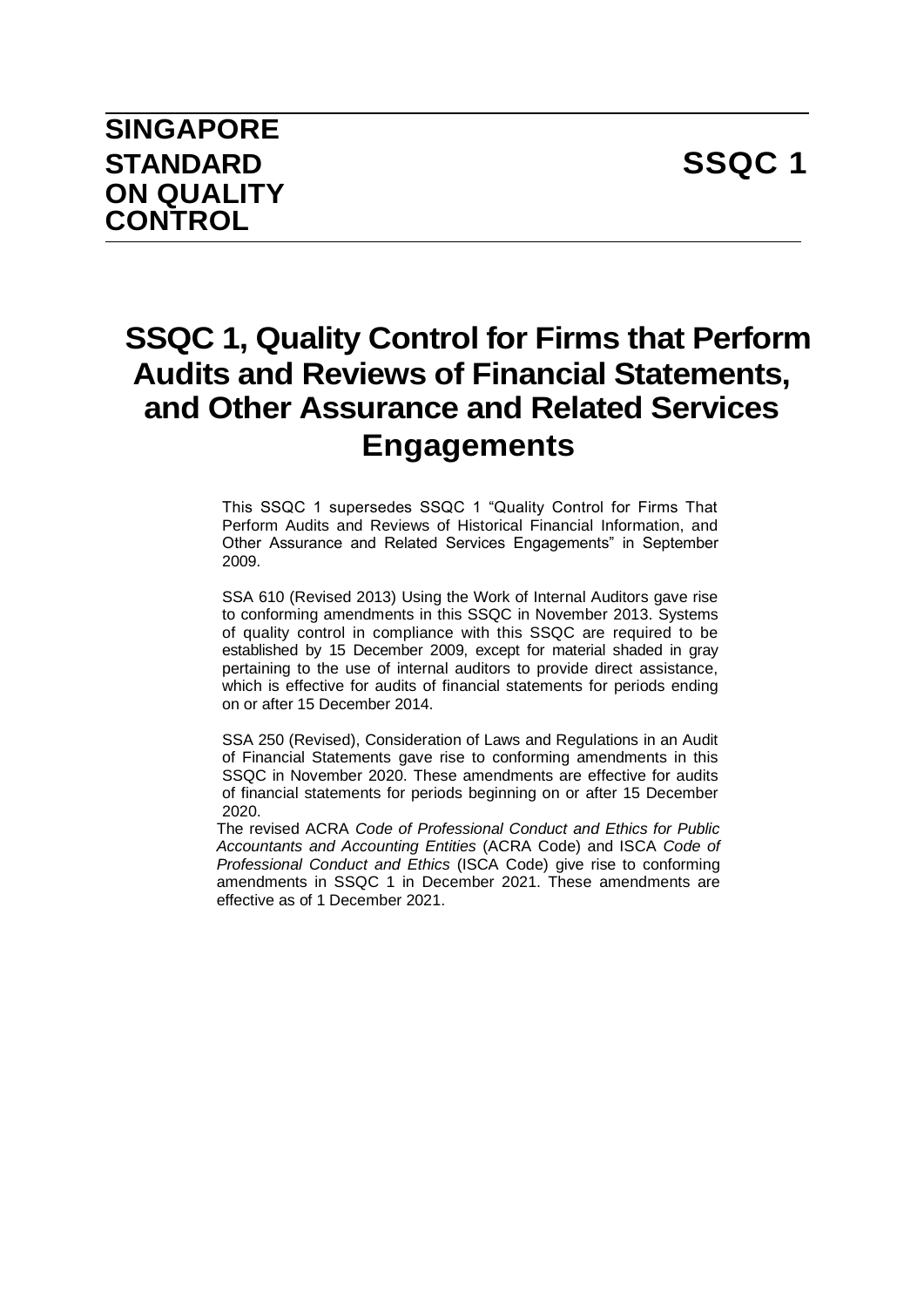**SINGAPORE STANDARD ON QUALITY CONTROL**

**SSQC 1**

# SSQC 1, Quality Control for Firms that Perform Audits and Reviews of Financial Statements, and Other Assurance and Related Services Engagements

This SSQC 1 supersedes SSQC 1 “Quality Control for Firms That Perform Audits and Reviews of Historical Financial Information, and Other Assurance and Related Services Engagements” in September 2009.

SSA 610 (Revised 2013) Using the Work of Internal Auditors gave rise to conforming amendments in this SSQC in November 2013. Systems of quality control in compliance with this SSQC are required to be established by 15 December 2009, except for material shaded in gray pertaining to the use of internal auditors to provide direct assistance, which is effective for audits of financial statements for periods ending on or after 15 December 2014.

SSA 250 (Revised), Consideration of Laws and Regulations in an Audit of Financial Statements gave rise to conforming amendments in this SSQC in November 2020. These amendments are effective for audits of financial statements for periods beginning on or after 15 December 2020.

The revised ACRA *Code of Professional Conduct and Ethics for Public Accountants and Accounting Entities* (ACRA Code) and ISCA *Code of Professional Conduct and Ethics* (ISCA Code) give rise to conforming amendments in SSQC 1 in December 2021. These amendments are effective as of 1 December 2021.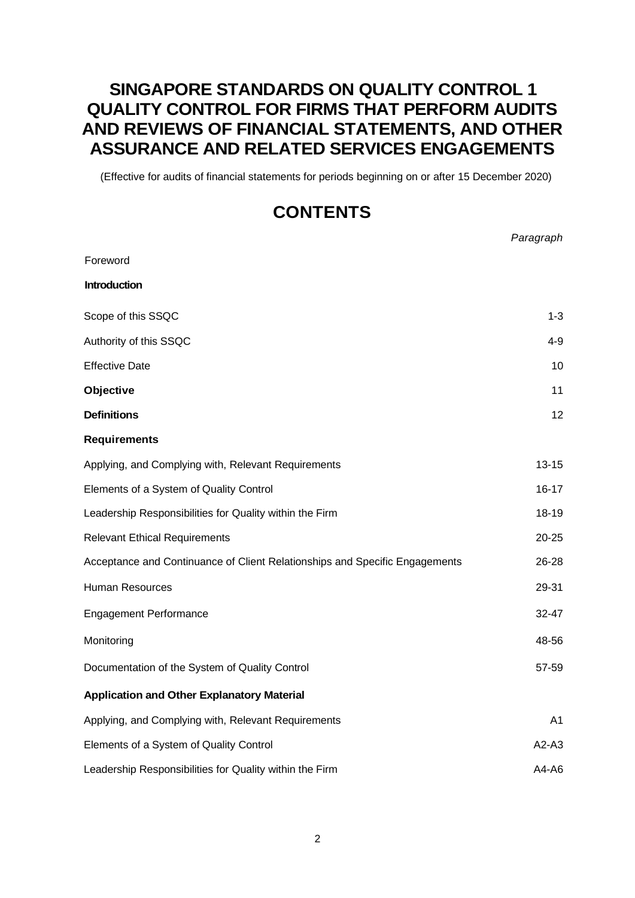# SINGAPORE STANDARDS ON QUALITY CONTROL 1 QUALITY CONTROL FOR FIRMS THAT PERFORM AUDITS AND REVIEWS OF FINANCIAL STATEMENTS, AND OTHER ASSURANCE AND RELATED SERVICES ENGAGEMENTS

(Effective for audits of financial statements for periods beginning on or after 15 December 2020)

## CONTENTS

| | *Paragraph* |
|---|---|
| Foreword | |
| **Introduction** | |
| Scope of this SSQC | 1-3 |
| Authority of this SSQC | 4-9 |
| Effective Date | 10 |
| **Objective** | 11 |
| **Definitions** | 12 |
| **Requirements** | |
| Applying, and Complying with, Relevant Requirements | 13-15 |
| Elements of a System of Quality Control | 16-17 |
| Leadership Responsibilities for Quality within the Firm | 18-19 |
| Relevant Ethical Requirements | 20-25 |
| Acceptance and Continuance of Client Relationships and Specific Engagements | 26-28 |
| Human Resources | 29-31 |
| Engagement Performance | 32-47 |
| Monitoring | 48-56 |
| Documentation of the System of Quality Control | 57-59 |
| **Application and Other Explanatory Material** | |
| Applying, and Complying with, Relevant Requirements | A1 |
| Elements of a System of Quality Control | A2-A3 |
| Leadership Responsibilities for Quality within the Firm | A4-A6 |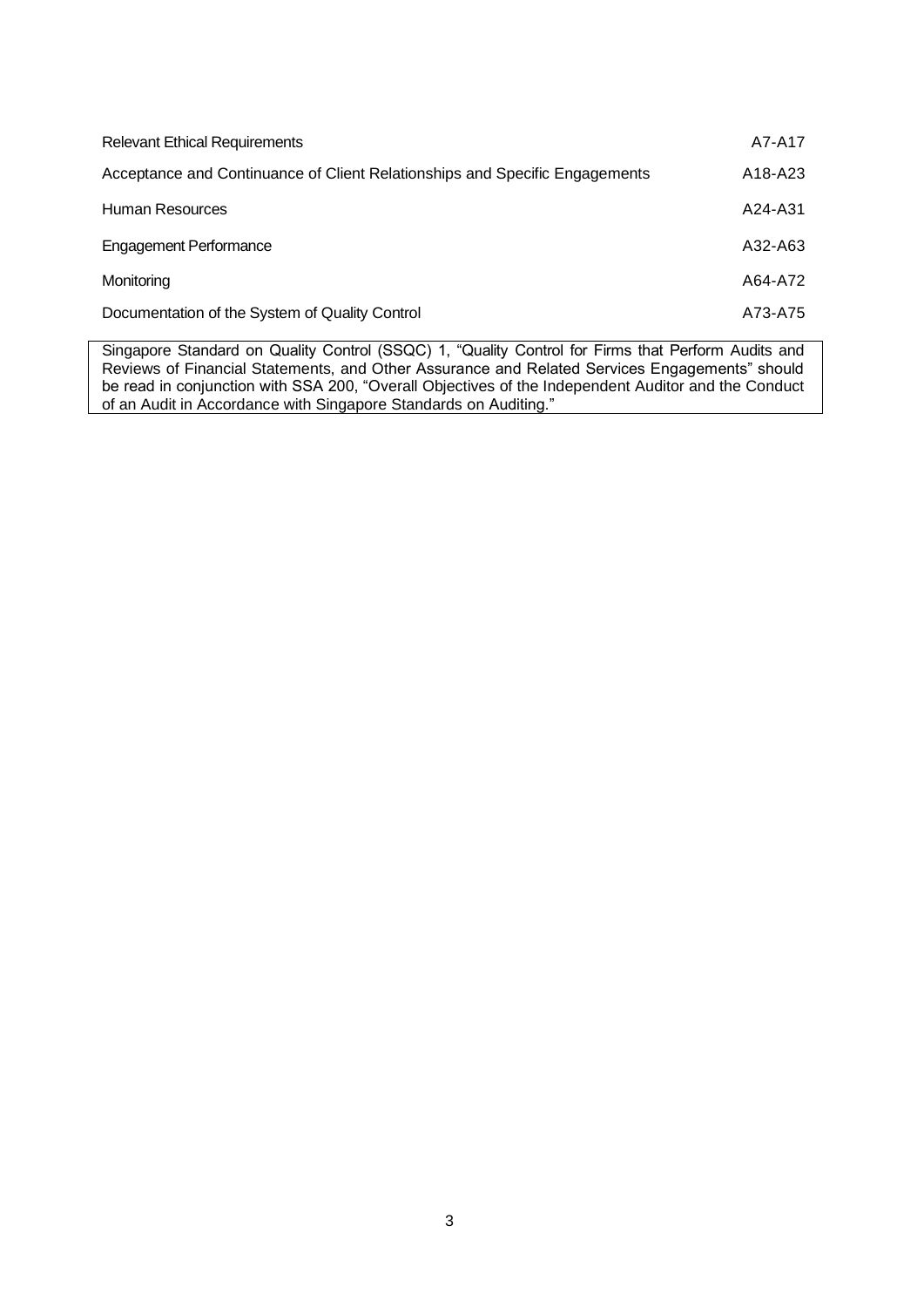| | |
|---|---|
| Relevant Ethical Requirements | A7-A17 |
| Acceptance and Continuance of Client Relationships and Specific Engagements | A18-A23 |
| Human Resources | A24-A31 |
| Engagement Performance | A32-A63 |
| Monitoring | A64-A72 |
| Documentation of the System of Quality Control | A73-A75 |

Singapore Standard on Quality Control (SSQC) 1, "Quality Control for Firms that Perform Audits and Reviews of Financial Statements, and Other Assurance and Related Services Engagements" should be read in conjunction with SSA 200, "Overall Objectives of the Independent Auditor and the Conduct of an Audit in Accordance with Singapore Standards on Auditing."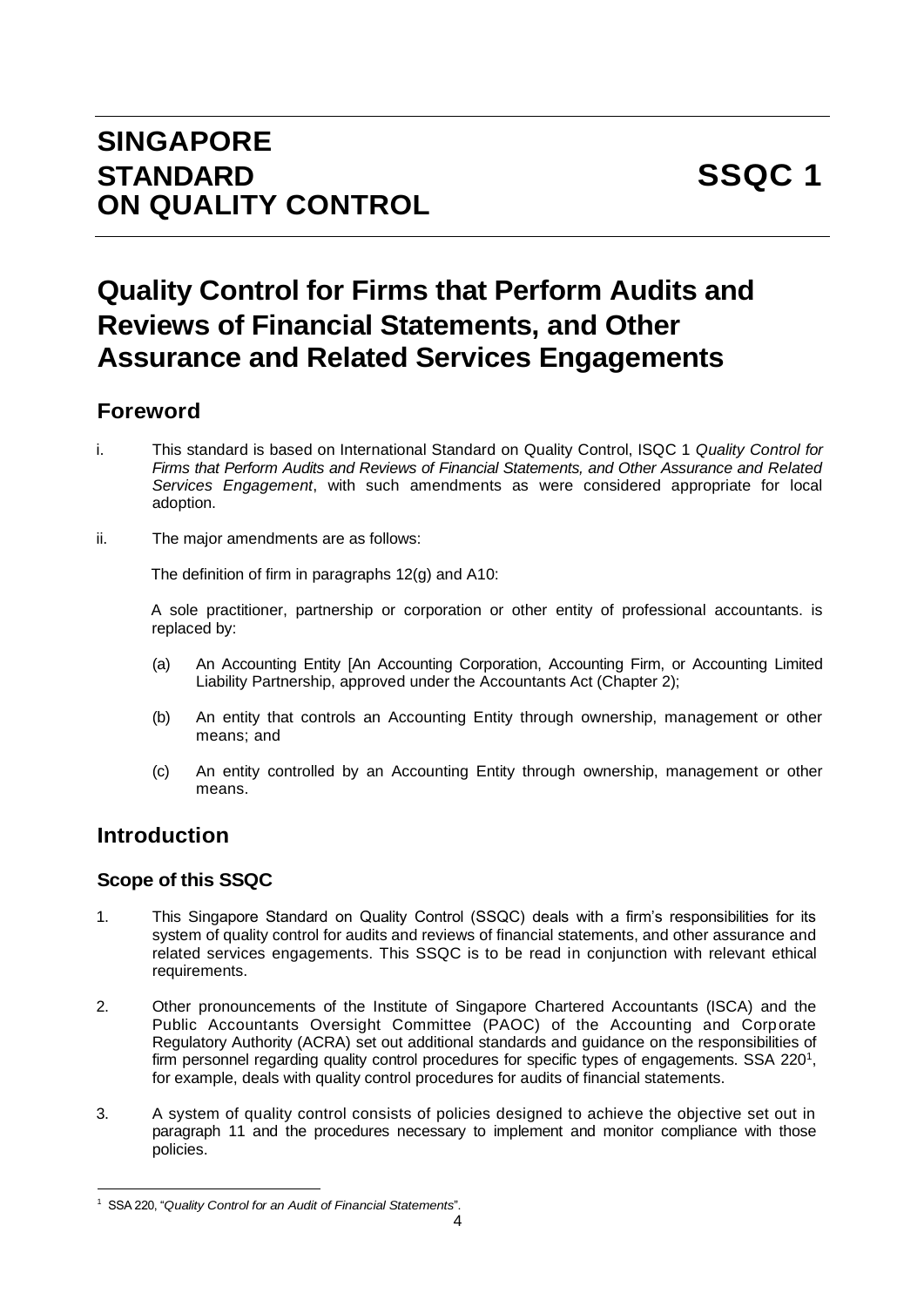# SINGAPORE STANDARD ON QUALITY CONTROL

# SSQC 1

# Quality Control for Firms that Perform Audits and Reviews of Financial Statements, and Other Assurance and Related Services Engagements

## Foreword

i. This standard is based on International Standard on Quality Control, ISQC 1 *Quality Control for Firms that Perform Audits and Reviews of Financial Statements, and Other Assurance and Related Services Engagement*, with such amendments as were considered appropriate for local adoption.

ii. The major amendments are as follows:

The definition of firm in paragraphs 12(g) and A10:

A sole practitioner, partnership or corporation or other entity of professional accountants. is replaced by:

(a) An Accounting Entity [An Accounting Corporation, Accounting Firm, or Accounting Limited Liability Partnership, approved under the Accountants Act (Chapter 2);

(b) An entity that controls an Accounting Entity through ownership, management or other means; and

(c) An entity controlled by an Accounting Entity through ownership, management or other means.

## Introduction

### Scope of this SSQC

1. This Singapore Standard on Quality Control (SSQC) deals with a firm's responsibilities for its system of quality control for audits and reviews of financial statements, and other assurance and related services engagements. This SSQC is to be read in conjunction with relevant ethical requirements.

2. Other pronouncements of the Institute of Singapore Chartered Accountants (ISCA) and the Public Accountants Oversight Committee (PAOC) of the Accounting and Corporate Regulatory Authority (ACRA) set out additional standards and guidance on the responsibilities of firm personnel regarding quality control procedures for specific types of engagements. SSA 220[1], for example, deals with quality control procedures for audits of financial statements.

3. A system of quality control consists of policies designed to achieve the objective set out in paragraph 11 and the procedures necessary to implement and monitor compliance with those policies.

---

[1] SSA 220, "*Quality Control for an Audit of Financial Statements*".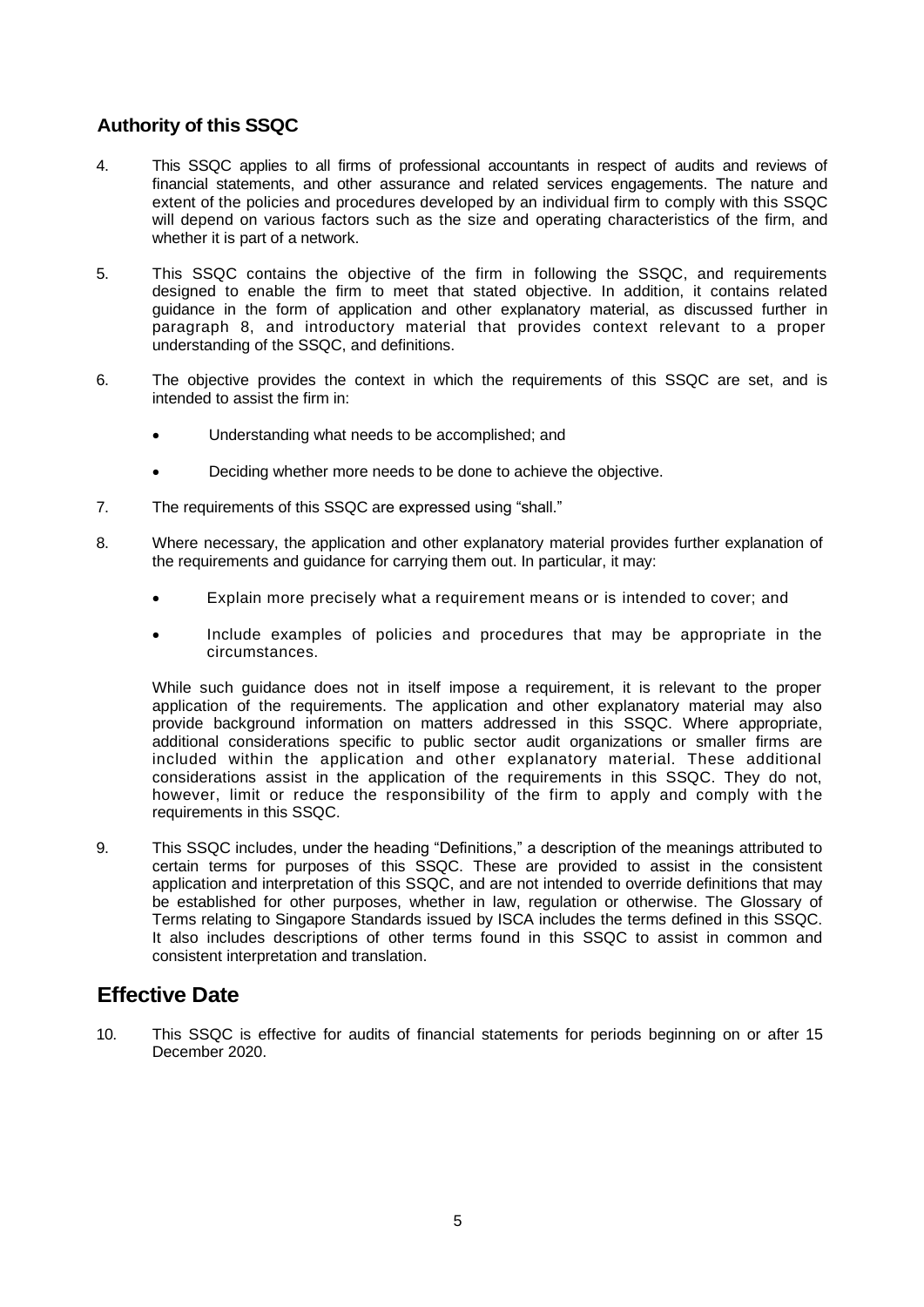### Authority of this SSQC

4. This SSQC applies to all firms of professional accountants in respect of audits and reviews of financial statements, and other assurance and related services engagements. The nature and extent of the policies and procedures developed by an individual firm to comply with this SSQC will depend on various factors such as the size and operating characteristics of the firm, and whether it is part of a network.

5. This SSQC contains the objective of the firm in following the SSQC, and requirements designed to enable the firm to meet that stated objective. In addition, it contains related guidance in the form of application and other explanatory material, as discussed further in paragraph 8, and introductory material that provides context relevant to a proper understanding of the SSQC, and definitions.

6. The objective provides the context in which the requirements of this SSQC are set, and is intended to assist the firm in:

   - Understanding what needs to be accomplished; and
   - Deciding whether more needs to be done to achieve the objective.

7. The requirements of this SSQC are expressed using "shall."

8. Where necessary, the application and other explanatory material provides further explanation of the requirements and guidance for carrying them out. In particular, it may:

   - Explain more precisely what a requirement means or is intended to cover; and
   - Include examples of policies and procedures that may be appropriate in the circumstances.

   While such guidance does not in itself impose a requirement, it is relevant to the proper application of the requirements. The application and other explanatory material may also provide background information on matters addressed in this SSQC. Where appropriate, additional considerations specific to public sector audit organizations or smaller firms are included within the application and other explanatory material. These additional considerations assist in the application of the requirements in this SSQC. They do not, however, limit or reduce the responsibility of the firm to apply and comply with the requirements in this SSQC.

9. This SSQC includes, under the heading "Definitions," a description of the meanings attributed to certain terms for purposes of this SSQC. These are provided to assist in the consistent application and interpretation of this SSQC, and are not intended to override definitions that may be established for other purposes, whether in law, regulation or otherwise. The Glossary of Terms relating to Singapore Standards issued by ISCA includes the terms defined in this SSQC. It also includes descriptions of other terms found in this SSQC to assist in common and consistent interpretation and translation.

## Effective Date

10. This SSQC is effective for audits of financial statements for periods beginning on or after 15 December 2020.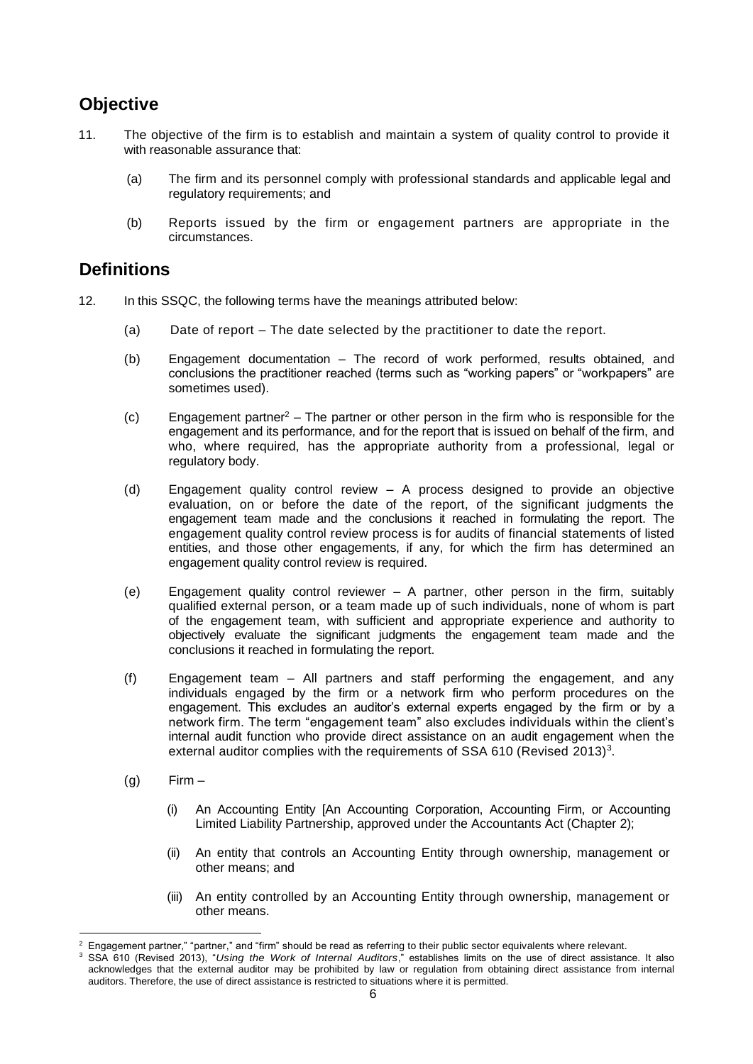## Objective

11. The objective of the firm is to establish and maintain a system of quality control to provide it with reasonable assurance that:

    (a) The firm and its personnel comply with professional standards and applicable legal and regulatory requirements; and

    (b) Reports issued by the firm or engagement partners are appropriate in the circumstances.

## Definitions

12. In this SSQC, the following terms have the meanings attributed below:

    (a) Date of report – The date selected by the practitioner to date the report.

    (b) Engagement documentation – The record of work performed, results obtained, and conclusions the practitioner reached (terms such as "working papers" or "workpapers" are sometimes used).

    (c) Engagement partner[2] – The partner or other person in the firm who is responsible for the engagement and its performance, and for the report that is issued on behalf of the firm, and who, where required, has the appropriate authority from a professional, legal or regulatory body.

    (d) Engagement quality control review – A process designed to provide an objective evaluation, on or before the date of the report, of the significant judgments the engagement team made and the conclusions it reached in formulating the report. The engagement quality control review process is for audits of financial statements of listed entities, and those other engagements, if any, for which the firm has determined an engagement quality control review is required.

    (e) Engagement quality control reviewer – A partner, other person in the firm, suitably qualified external person, or a team made up of such individuals, none of whom is part of the engagement team, with sufficient and appropriate experience and authority to objectively evaluate the significant judgments the engagement team made and the conclusions it reached in formulating the report.

    (f) Engagement team – All partners and staff performing the engagement, and any individuals engaged by the firm or a network firm who perform procedures on the engagement. This excludes an auditor's external experts engaged by the firm or by a network firm. The term "engagement team" also excludes individuals within the client's internal audit function who provide direct assistance on an audit engagement when the external auditor complies with the requirements of SSA 610 (Revised 2013)[3].

    (g) Firm –

        (i) An Accounting Entity [An Accounting Corporation, Accounting Firm, or Accounting Limited Liability Partnership, approved under the Accountants Act (Chapter 2);

        (ii) An entity that controls an Accounting Entity through ownership, management or other means; and

        (iii) An entity controlled by an Accounting Entity through ownership, management or other means.

---

[2] Engagement partner," "partner," and "firm" should be read as referring to their public sector equivalents where relevant.

[3] SSA 610 (Revised 2013), "*Using the Work of Internal Auditors*," establishes limits on the use of direct assistance. It also acknowledges that the external auditor may be prohibited by law or regulation from obtaining direct assistance from internal auditors. Therefore, the use of direct assistance is restricted to situations where it is permitted.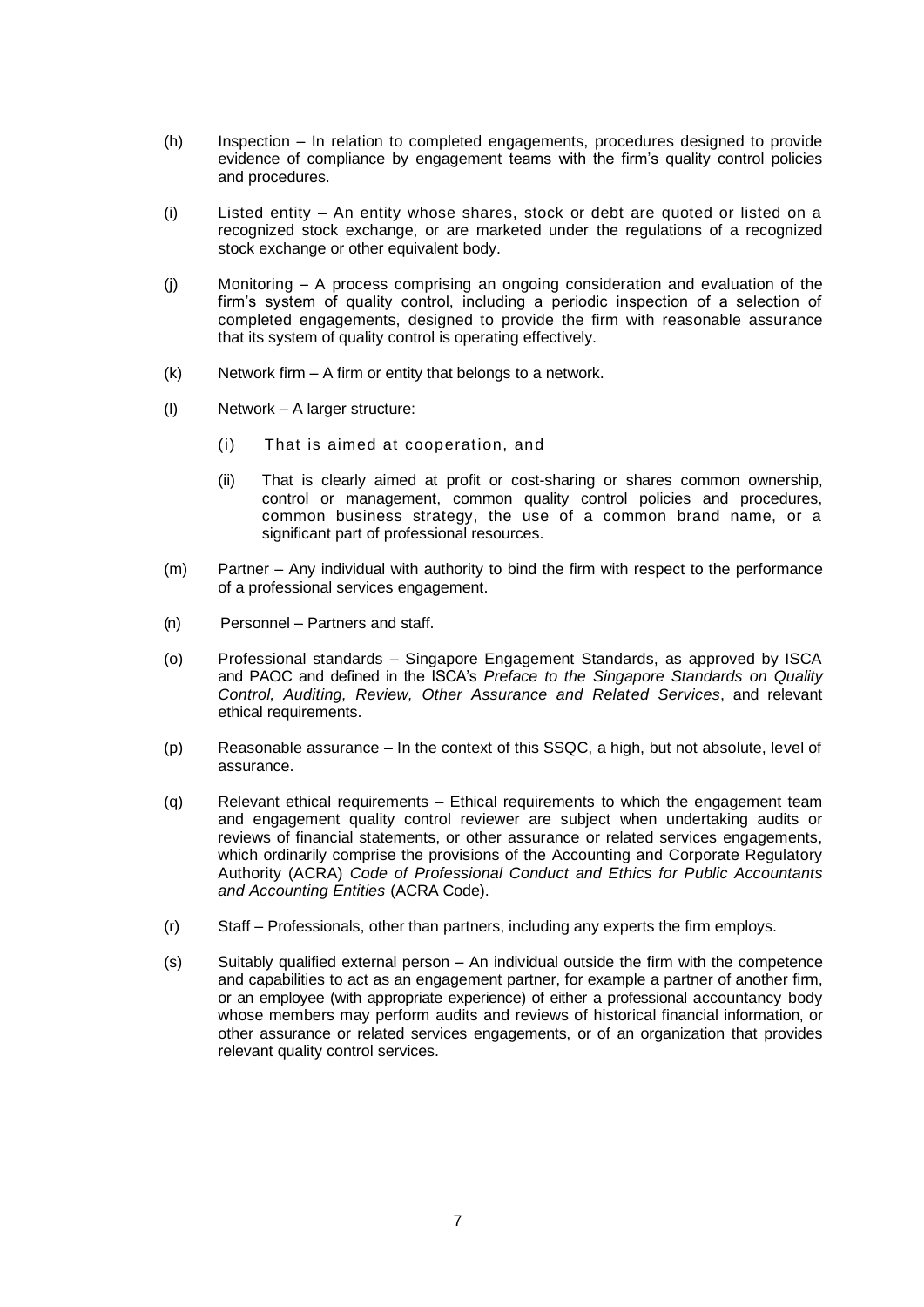(h) Inspection – In relation to completed engagements, procedures designed to provide evidence of compliance by engagement teams with the firm's quality control policies and procedures.

(i) Listed entity – An entity whose shares, stock or debt are quoted or listed on a recognized stock exchange, or are marketed under the regulations of a recognized stock exchange or other equivalent body.

(j) Monitoring – A process comprising an ongoing consideration and evaluation of the firm's system of quality control, including a periodic inspection of a selection of completed engagements, designed to provide the firm with reasonable assurance that its system of quality control is operating effectively.

(k) Network firm – A firm or entity that belongs to a network.

(l) Network – A larger structure:

   (i) That is aimed at cooperation, and

   (ii) That is clearly aimed at profit or cost-sharing or shares common ownership, control or management, common quality control policies and procedures, common business strategy, the use of a common brand name, or a significant part of professional resources.

(m) Partner – Any individual with authority to bind the firm with respect to the performance of a professional services engagement.

(n) Personnel – Partners and staff.

(o) Professional standards – Singapore Engagement Standards, as approved by ISCA and PAOC and defined in the ISCA's *Preface to the Singapore Standards on Quality Control, Auditing, Review, Other Assurance and Related Services*, and relevant ethical requirements.

(p) Reasonable assurance – In the context of this SSQC, a high, but not absolute, level of assurance.

(q) Relevant ethical requirements – Ethical requirements to which the engagement team and engagement quality control reviewer are subject when undertaking audits or reviews of financial statements, or other assurance or related services engagements, which ordinarily comprise the provisions of the Accounting and Corporate Regulatory Authority (ACRA) *Code of Professional Conduct and Ethics for Public Accountants and Accounting Entities* (ACRA Code).

(r) Staff – Professionals, other than partners, including any experts the firm employs.

(s) Suitably qualified external person – An individual outside the firm with the competence and capabilities to act as an engagement partner, for example a partner of another firm, or an employee (with appropriate experience) of either a professional accountancy body whose members may perform audits and reviews of historical financial information, or other assurance or related services engagements, or of an organization that provides relevant quality control services.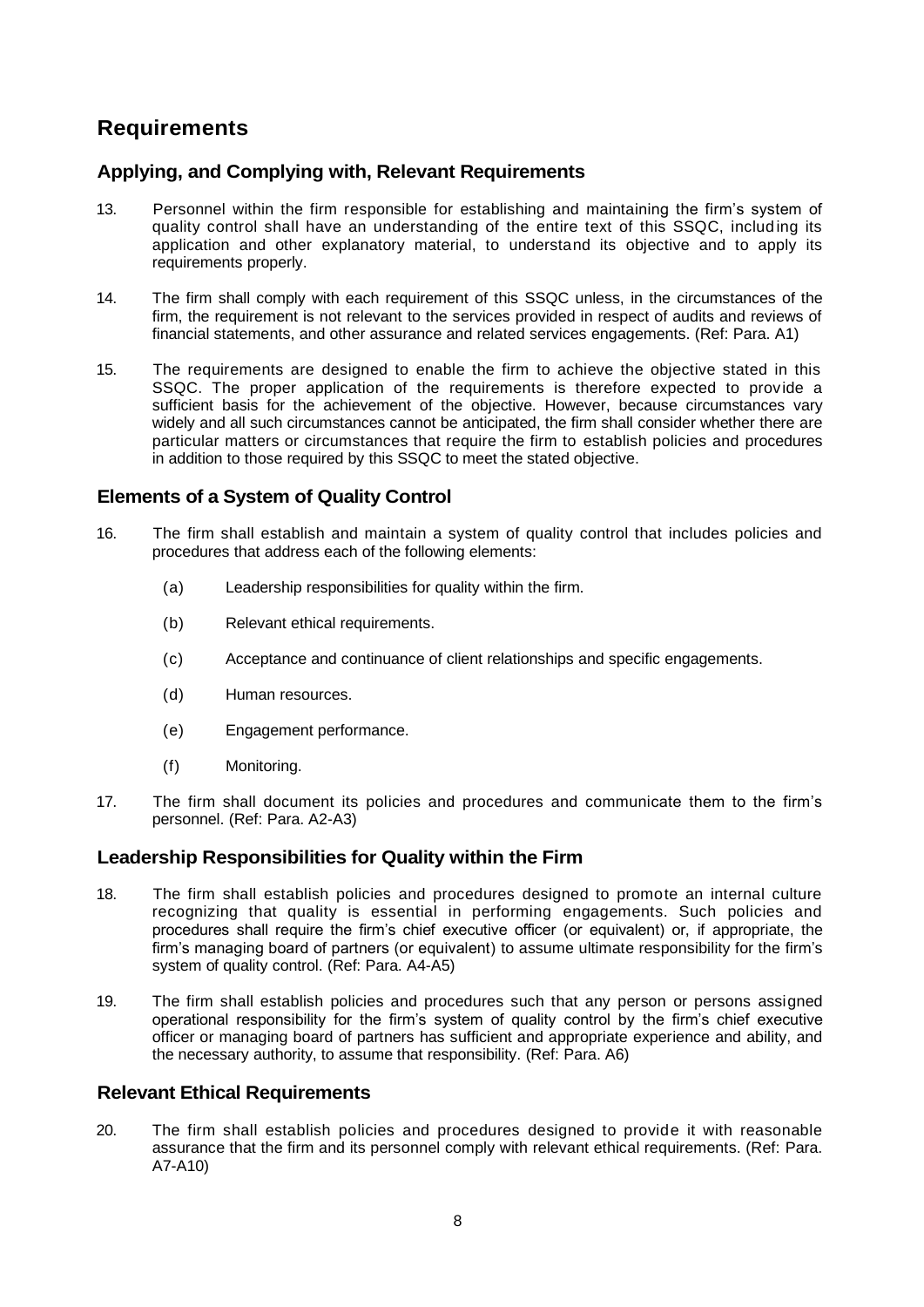# Requirements

## Applying, and Complying with, Relevant Requirements

13. Personnel within the firm responsible for establishing and maintaining the firm's system of quality control shall have an understanding of the entire text of this SSQC, including its application and other explanatory material, to understand its objective and to apply its requirements properly.

14. The firm shall comply with each requirement of this SSQC unless, in the circumstances of the firm, the requirement is not relevant to the services provided in respect of audits and reviews of financial statements, and other assurance and related services engagements. (Ref: Para. A1)

15. The requirements are designed to enable the firm to achieve the objective stated in this SSQC. The proper application of the requirements is therefore expected to provide a sufficient basis for the achievement of the objective. However, because circumstances vary widely and all such circumstances cannot be anticipated, the firm shall consider whether there are particular matters or circumstances that require the firm to establish policies and procedures in addition to those required by this SSQC to meet the stated objective.

## Elements of a System of Quality Control

16. The firm shall establish and maintain a system of quality control that includes policies and procedures that address each of the following elements:

    (a) Leadership responsibilities for quality within the firm.

    (b) Relevant ethical requirements.

    (c) Acceptance and continuance of client relationships and specific engagements.

    (d) Human resources.

    (e) Engagement performance.

    (f) Monitoring.

17. The firm shall document its policies and procedures and communicate them to the firm's personnel. (Ref: Para. A2-A3)

## Leadership Responsibilities for Quality within the Firm

18. The firm shall establish policies and procedures designed to promote an internal culture recognizing that quality is essential in performing engagements. Such policies and procedures shall require the firm's chief executive officer (or equivalent) or, if appropriate, the firm's managing board of partners (or equivalent) to assume ultimate responsibility for the firm's system of quality control. (Ref: Para. A4-A5)

19. The firm shall establish policies and procedures such that any person or persons assigned operational responsibility for the firm's system of quality control by the firm's chief executive officer or managing board of partners has sufficient and appropriate experience and ability, and the necessary authority, to assume that responsibility. (Ref: Para. A6)

## Relevant Ethical Requirements

20. The firm shall establish policies and procedures designed to provide it with reasonable assurance that the firm and its personnel comply with relevant ethical requirements. (Ref: Para. A7-A10)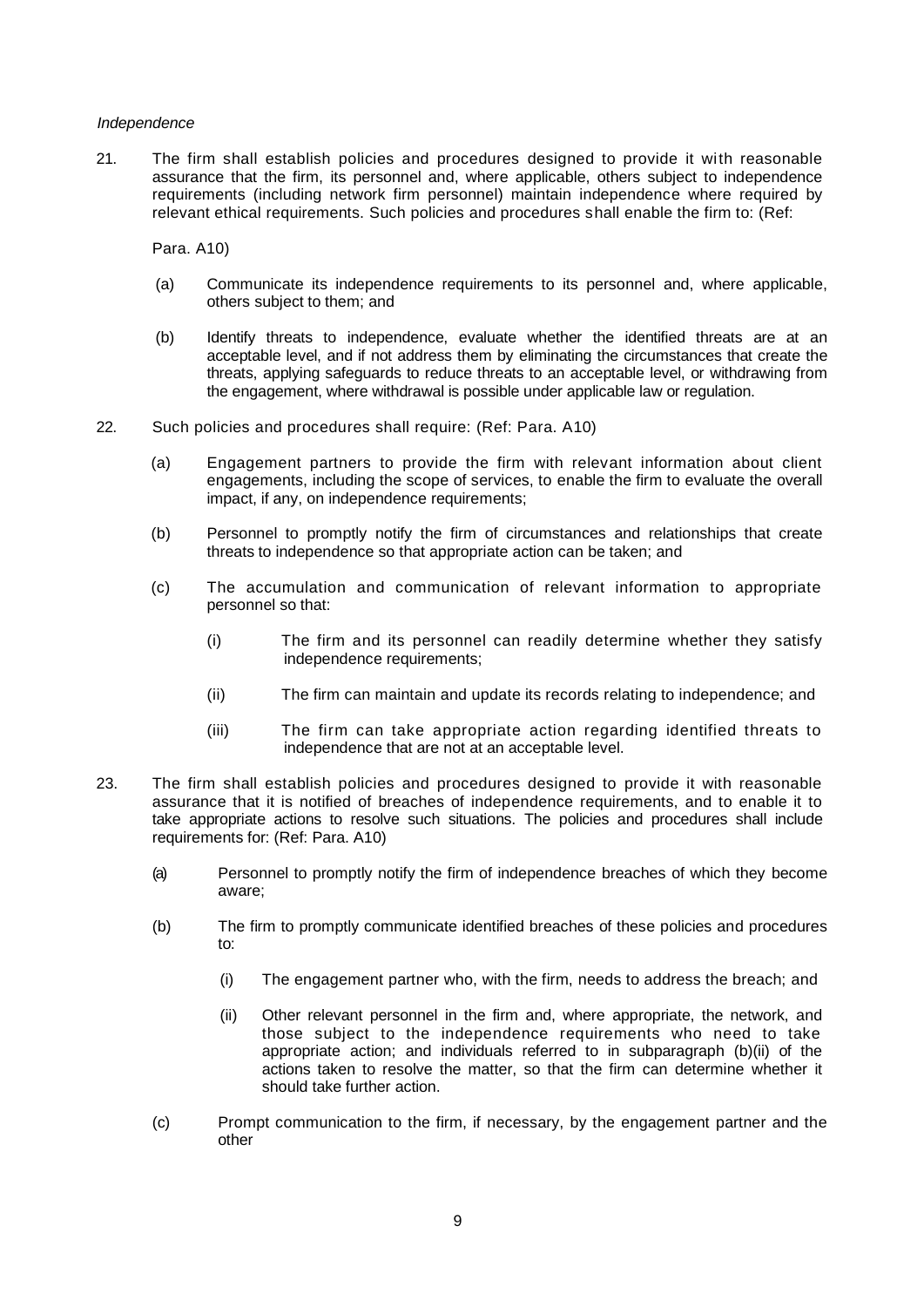*Independence*

21. The firm shall establish policies and procedures designed to provide it with reasonable assurance that the firm, its personnel and, where applicable, others subject to independence requirements (including network firm personnel) maintain independence where required by relevant ethical requirements. Such policies and procedures shall enable the firm to: (Ref: Para. A10)

    (a) Communicate its independence requirements to its personnel and, where applicable, others subject to them; and

    (b) Identify threats to independence, evaluate whether the identified threats are at an acceptable level, and if not address them by eliminating the circumstances that create the threats, applying safeguards to reduce threats to an acceptable level, or withdrawing from the engagement, where withdrawal is possible under applicable law or regulation.

22. Such policies and procedures shall require: (Ref: Para. A10)

    (a) Engagement partners to provide the firm with relevant information about client engagements, including the scope of services, to enable the firm to evaluate the overall impact, if any, on independence requirements;

    (b) Personnel to promptly notify the firm of circumstances and relationships that create threats to independence so that appropriate action can be taken; and

    (c) The accumulation and communication of relevant information to appropriate personnel so that:

        (i) The firm and its personnel can readily determine whether they satisfy independence requirements;

        (ii) The firm can maintain and update its records relating to independence; and

        (iii) The firm can take appropriate action regarding identified threats to independence that are not at an acceptable level.

23. The firm shall establish policies and procedures designed to provide it with reasonable assurance that it is notified of breaches of independence requirements, and to enable it to take appropriate actions to resolve such situations. The policies and procedures shall include requirements for: (Ref: Para. A10)

    (a) Personnel to promptly notify the firm of independence breaches of which they become aware;

    (b) The firm to promptly communicate identified breaches of these policies and procedures to:

        (i) The engagement partner who, with the firm, needs to address the breach; and

        (ii) Other relevant personnel in the firm and, where appropriate, the network, and those subject to the independence requirements who need to take appropriate action; and individuals referred to in subparagraph (b)(ii) of the actions taken to resolve the matter, so that the firm can determine whether it should take further action.

    (c) Prompt communication to the firm, if necessary, by the engagement partner and the other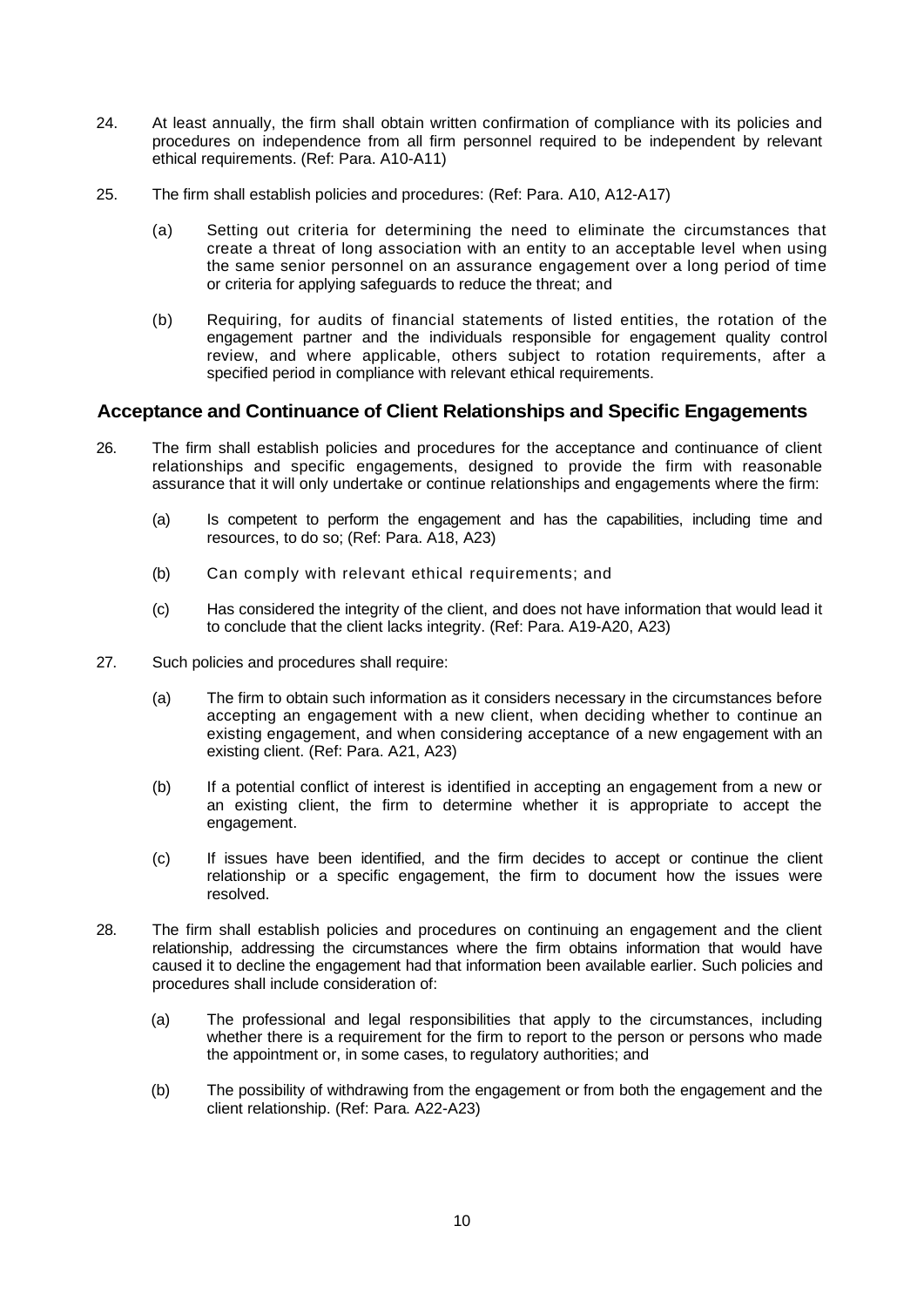24. At least annually, the firm shall obtain written confirmation of compliance with its policies and procedures on independence from all firm personnel required to be independent by relevant ethical requirements. (Ref: Para. A10-A11)

25. The firm shall establish policies and procedures: (Ref: Para. A10, A12-A17)

    (a) Setting out criteria for determining the need to eliminate the circumstances that create a threat of long association with an entity to an acceptable level when using the same senior personnel on an assurance engagement over a long period of time or criteria for applying safeguards to reduce the threat; and

    (b) Requiring, for audits of financial statements of listed entities, the rotation of the engagement partner and the individuals responsible for engagement quality control review, and where applicable, others subject to rotation requirements, after a specified period in compliance with relevant ethical requirements.

## Acceptance and Continuance of Client Relationships and Specific Engagements

26. The firm shall establish policies and procedures for the acceptance and continuance of client relationships and specific engagements, designed to provide the firm with reasonable assurance that it will only undertake or continue relationships and engagements where the firm:

    (a) Is competent to perform the engagement and has the capabilities, including time and resources, to do so; (Ref: Para. A18, A23)

    (b) Can comply with relevant ethical requirements; and

    (c) Has considered the integrity of the client, and does not have information that would lead it to conclude that the client lacks integrity. (Ref: Para. A19-A20, A23)

27. Such policies and procedures shall require:

    (a) The firm to obtain such information as it considers necessary in the circumstances before accepting an engagement with a new client, when deciding whether to continue an existing engagement, and when considering acceptance of a new engagement with an existing client. (Ref: Para. A21, A23)

    (b) If a potential conflict of interest is identified in accepting an engagement from a new or an existing client, the firm to determine whether it is appropriate to accept the engagement.

    (c) If issues have been identified, and the firm decides to accept or continue the client relationship or a specific engagement, the firm to document how the issues were resolved.

28. The firm shall establish policies and procedures on continuing an engagement and the client relationship, addressing the circumstances where the firm obtains information that would have caused it to decline the engagement had that information been available earlier. Such policies and procedures shall include consideration of:

    (a) The professional and legal responsibilities that apply to the circumstances, including whether there is a requirement for the firm to report to the person or persons who made the appointment or, in some cases, to regulatory authorities; and

    (b) The possibility of withdrawing from the engagement or from both the engagement and the client relationship. (Ref: Para. A22-A23)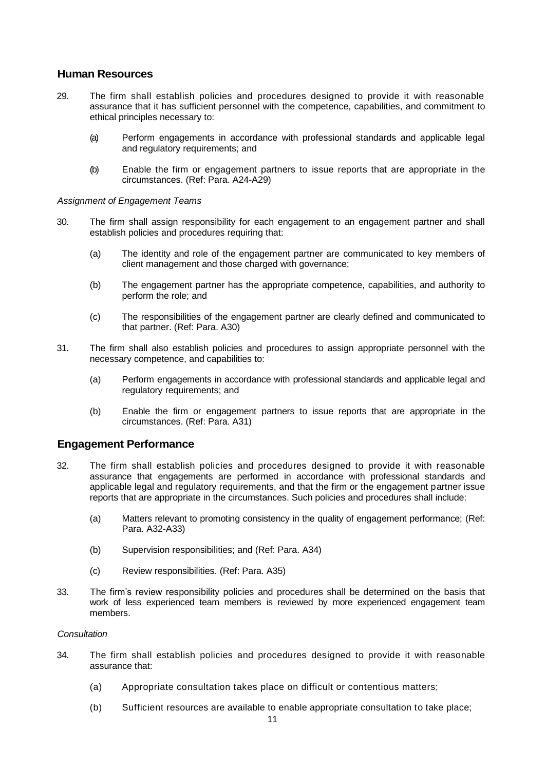## Human Resources

29. The firm shall establish policies and procedures designed to provide it with reasonable assurance that it has sufficient personnel with the competence, capabilities, and commitment to ethical principles necessary to:

    (a) Perform engagements in accordance with professional standards and applicable legal and regulatory requirements; and

    (b) Enable the firm or engagement partners to issue reports that are appropriate in the circumstances. (Ref: Para. A24-A29)

*Assignment of Engagement Teams*

30. The firm shall assign responsibility for each engagement to an engagement partner and shall establish policies and procedures requiring that:

    (a) The identity and role of the engagement partner are communicated to key members of client management and those charged with governance;

    (b) The engagement partner has the appropriate competence, capabilities, and authority to perform the role; and

    (c) The responsibilities of the engagement partner are clearly defined and communicated to that partner. (Ref: Para. A30)

31. The firm shall also establish policies and procedures to assign appropriate personnel with the necessary competence, and capabilities to:

    (a) Perform engagements in accordance with professional standards and applicable legal and regulatory requirements; and

    (b) Enable the firm or engagement partners to issue reports that are appropriate in the circumstances. (Ref: Para. A31)

## Engagement Performance

32. The firm shall establish policies and procedures designed to provide it with reasonable assurance that engagements are performed in accordance with professional standards and applicable legal and regulatory requirements, and that the firm or the engagement partner issue reports that are appropriate in the circumstances. Such policies and procedures shall include:

    (a) Matters relevant to promoting consistency in the quality of engagement performance; (Ref: Para. A32-A33)

    (b) Supervision responsibilities; and (Ref: Para. A34)

    (c) Review responsibilities. (Ref: Para. A35)

33. The firm's review responsibility policies and procedures shall be determined on the basis that work of less experienced team members is reviewed by more experienced engagement team members.

*Consultation*

34. The firm shall establish policies and procedures designed to provide it with reasonable assurance that:

    (a) Appropriate consultation takes place on difficult or contentious matters;

    (b) Sufficient resources are available to enable appropriate consultation to take place;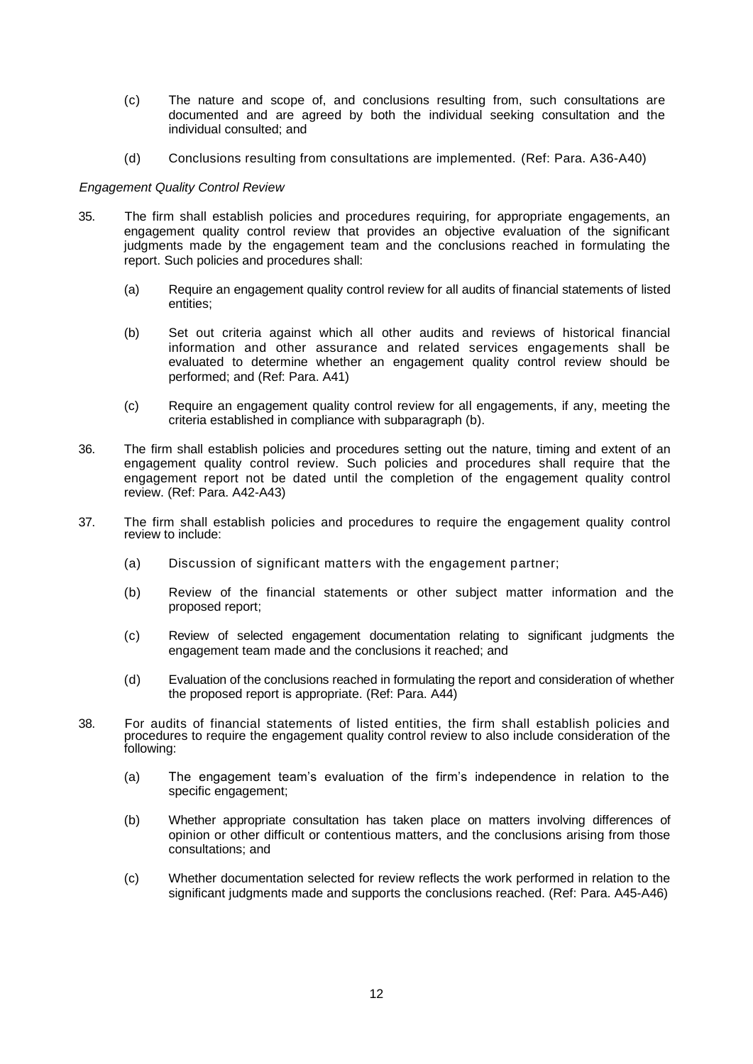(c) The nature and scope of, and conclusions resulting from, such consultations are documented and are agreed by both the individual seeking consultation and the individual consulted; and

(d) Conclusions resulting from consultations are implemented. (Ref: Para. A36-A40)

*Engagement Quality Control Review*

35. The firm shall establish policies and procedures requiring, for appropriate engagements, an engagement quality control review that provides an objective evaluation of the significant judgments made by the engagement team and the conclusions reached in formulating the report. Such policies and procedures shall:

    (a) Require an engagement quality control review for all audits of financial statements of listed entities;

    (b) Set out criteria against which all other audits and reviews of historical financial information and other assurance and related services engagements shall be evaluated to determine whether an engagement quality control review should be performed; and (Ref: Para. A41)

    (c) Require an engagement quality control review for all engagements, if any, meeting the criteria established in compliance with subparagraph (b).

36. The firm shall establish policies and procedures setting out the nature, timing and extent of an engagement quality control review. Such policies and procedures shall require that the engagement report not be dated until the completion of the engagement quality control review. (Ref: Para. A42-A43)

37. The firm shall establish policies and procedures to require the engagement quality control review to include:

    (a) Discussion of significant matters with the engagement partner;

    (b) Review of the financial statements or other subject matter information and the proposed report;

    (c) Review of selected engagement documentation relating to significant judgments the engagement team made and the conclusions it reached; and

    (d) Evaluation of the conclusions reached in formulating the report and consideration of whether the proposed report is appropriate. (Ref: Para. A44)

38. For audits of financial statements of listed entities, the firm shall establish policies and procedures to require the engagement quality control review to also include consideration of the following:

    (a) The engagement team's evaluation of the firm's independence in relation to the specific engagement;

    (b) Whether appropriate consultation has taken place on matters involving differences of opinion or other difficult or contentious matters, and the conclusions arising from those consultations; and

    (c) Whether documentation selected for review reflects the work performed in relation to the significant judgments made and supports the conclusions reached. (Ref: Para. A45-A46)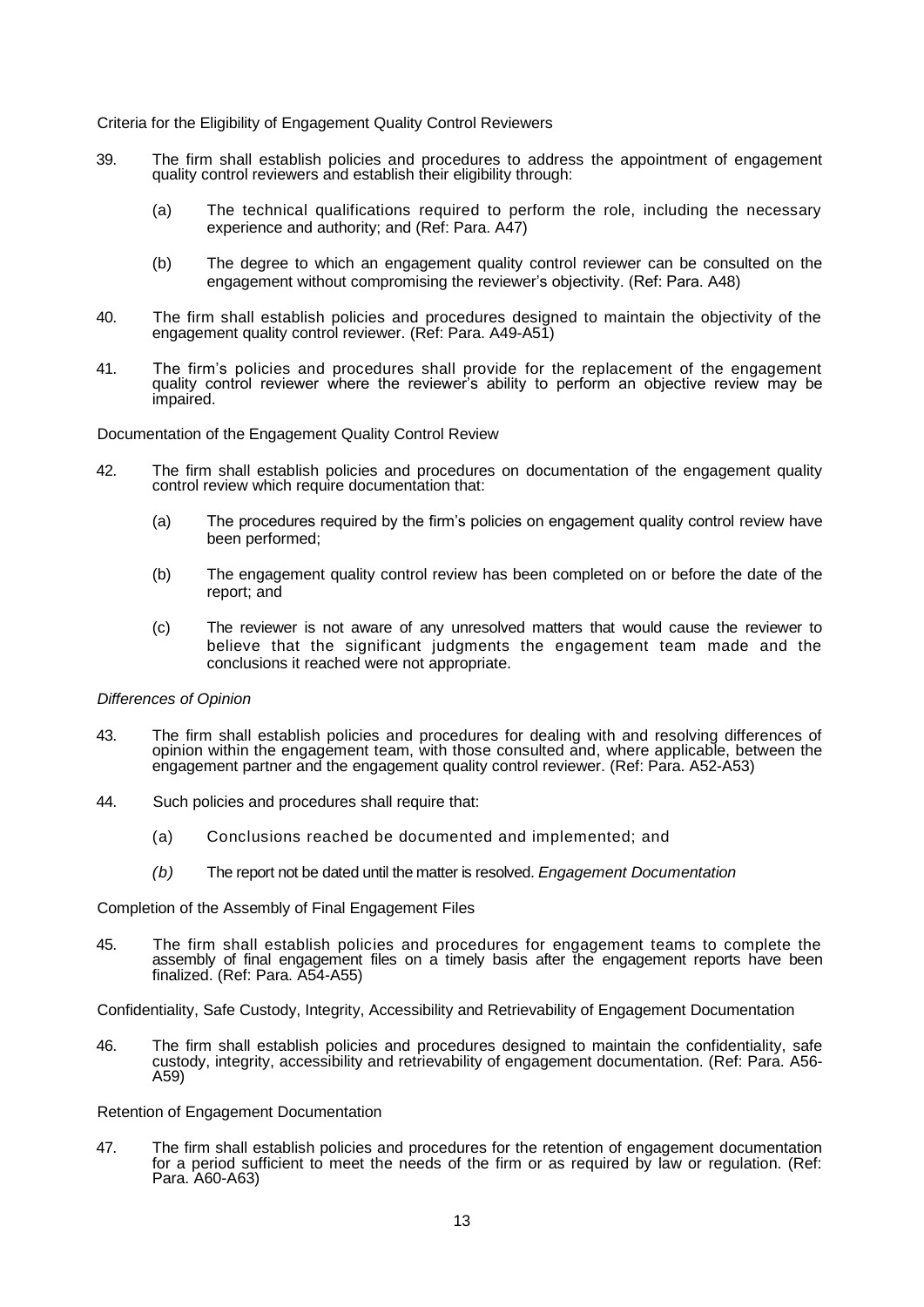Criteria for the Eligibility of Engagement Quality Control Reviewers

39. The firm shall establish policies and procedures to address the appointment of engagement quality control reviewers and establish their eligibility through:

    (a) The technical qualifications required to perform the role, including the necessary experience and authority; and (Ref: Para. A47)

    (b) The degree to which an engagement quality control reviewer can be consulted on the engagement without compromising the reviewer's objectivity. (Ref: Para. A48)

40. The firm shall establish policies and procedures designed to maintain the objectivity of the engagement quality control reviewer. (Ref: Para. A49-A51)

41. The firm's policies and procedures shall provide for the replacement of the engagement quality control reviewer where the reviewer's ability to perform an objective review may be impaired.

Documentation of the Engagement Quality Control Review

42. The firm shall establish policies and procedures on documentation of the engagement quality control review which require documentation that:

    (a) The procedures required by the firm's policies on engagement quality control review have been performed;

    (b) The engagement quality control review has been completed on or before the date of the report; and

    (c) The reviewer is not aware of any unresolved matters that would cause the reviewer to believe that the significant judgments the engagement team made and the conclusions it reached were not appropriate.

*Differences of Opinion*

43. The firm shall establish policies and procedures for dealing with and resolving differences of opinion within the engagement team, with those consulted and, where applicable, between the engagement partner and the engagement quality control reviewer. (Ref: Para. A52-A53)

44. Such policies and procedures shall require that:

    (a) Conclusions reached be documented and implemented; and

    *(b)* The report not be dated until the matter is resolved.

*Engagement Documentation*

Completion of the Assembly of Final Engagement Files

45. The firm shall establish policies and procedures for engagement teams to complete the assembly of final engagement files on a timely basis after the engagement reports have been finalized. (Ref: Para. A54-A55)

Confidentiality, Safe Custody, Integrity, Accessibility and Retrievability of Engagement Documentation

46. The firm shall establish policies and procedures designed to maintain the confidentiality, safe custody, integrity, accessibility and retrievability of engagement documentation. (Ref: Para. A56-A59)

Retention of Engagement Documentation

47. The firm shall establish policies and procedures for the retention of engagement documentation for a period sufficient to meet the needs of the firm or as required by law or regulation. (Ref: Para. A60-A63)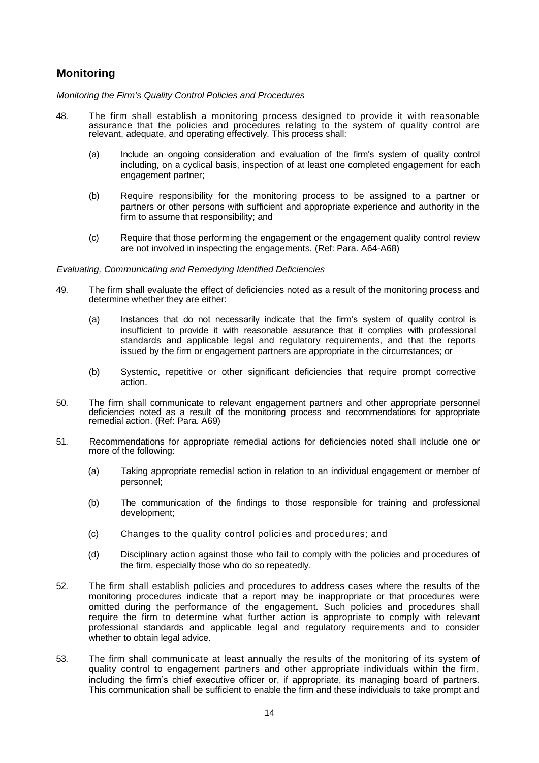## Monitoring

*Monitoring the Firm's Quality Control Policies and Procedures*

48. The firm shall establish a monitoring process designed to provide it with reasonable assurance that the policies and procedures relating to the system of quality control are relevant, adequate, and operating effectively. This process shall:

    (a) Include an ongoing consideration and evaluation of the firm's system of quality control including, on a cyclical basis, inspection of at least one completed engagement for each engagement partner;

    (b) Require responsibility for the monitoring process to be assigned to a partner or partners or other persons with sufficient and appropriate experience and authority in the firm to assume that responsibility; and

    (c) Require that those performing the engagement or the engagement quality control review are not involved in inspecting the engagements. (Ref: Para. A64-A68)

*Evaluating, Communicating and Remedying Identified Deficiencies*

49. The firm shall evaluate the effect of deficiencies noted as a result of the monitoring process and determine whether they are either:

    (a) Instances that do not necessarily indicate that the firm's system of quality control is insufficient to provide it with reasonable assurance that it complies with professional standards and applicable legal and regulatory requirements, and that the reports issued by the firm or engagement partners are appropriate in the circumstances; or

    (b) Systemic, repetitive or other significant deficiencies that require prompt corrective action.

50. The firm shall communicate to relevant engagement partners and other appropriate personnel deficiencies noted as a result of the monitoring process and recommendations for appropriate remedial action. (Ref: Para. A69)

51. Recommendations for appropriate remedial actions for deficiencies noted shall include one or more of the following:

    (a) Taking appropriate remedial action in relation to an individual engagement or member of personnel;

    (b) The communication of the findings to those responsible for training and professional development;

    (c) Changes to the quality control policies and procedures; and

    (d) Disciplinary action against those who fail to comply with the policies and procedures of the firm, especially those who do so repeatedly.

52. The firm shall establish policies and procedures to address cases where the results of the monitoring procedures indicate that a report may be inappropriate or that procedures were omitted during the performance of the engagement. Such policies and procedures shall require the firm to determine what further action is appropriate to comply with relevant professional standards and applicable legal and regulatory requirements and to consider whether to obtain legal advice.

53. The firm shall communicate at least annually the results of the monitoring of its system of quality control to engagement partners and other appropriate individuals within the firm, including the firm's chief executive officer or, if appropriate, its managing board of partners. This communication shall be sufficient to enable the firm and these individuals to take prompt and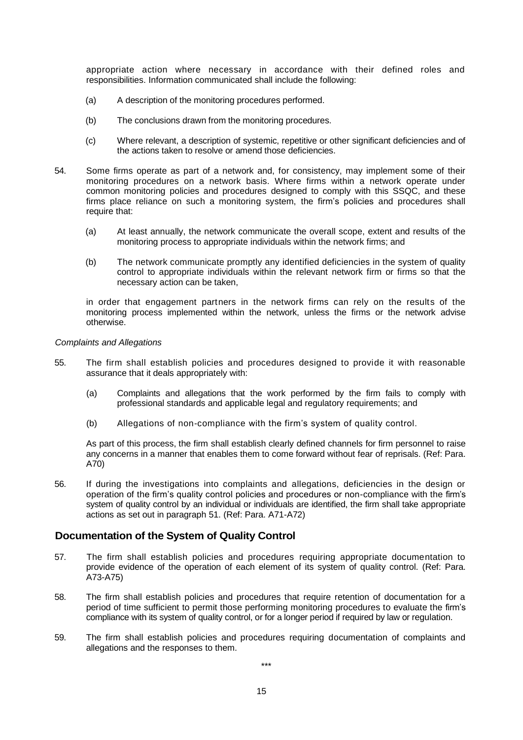appropriate action where necessary in accordance with their defined roles and responsibilities. Information communicated shall include the following:

(a) A description of the monitoring procedures performed.

(b) The conclusions drawn from the monitoring procedures.

(c) Where relevant, a description of systemic, repetitive or other significant deficiencies and of the actions taken to resolve or amend those deficiencies.

54. Some firms operate as part of a network and, for consistency, may implement some of their monitoring procedures on a network basis. Where firms within a network operate under common monitoring policies and procedures designed to comply with this SSQC, and these firms place reliance on such a monitoring system, the firm's policies and procedures shall require that:

   (a) At least annually, the network communicate the overall scope, extent and results of the monitoring process to appropriate individuals within the network firms; and

   (b) The network communicate promptly any identified deficiencies in the system of quality control to appropriate individuals within the relevant network firm or firms so that the necessary action can be taken,

   in order that engagement partners in the network firms can rely on the results of the monitoring process implemented within the network, unless the firms or the network advise otherwise.

*Complaints and Allegations*

55. The firm shall establish policies and procedures designed to provide it with reasonable assurance that it deals appropriately with:

   (a) Complaints and allegations that the work performed by the firm fails to comply with professional standards and applicable legal and regulatory requirements; and

   (b) Allegations of non-compliance with the firm's system of quality control.

   As part of this process, the firm shall establish clearly defined channels for firm personnel to raise any concerns in a manner that enables them to come forward without fear of reprisals. (Ref: Para. A70)

56. If during the investigations into complaints and allegations, deficiencies in the design or operation of the firm's quality control policies and procedures or non-compliance with the firm's system of quality control by an individual or individuals are identified, the firm shall take appropriate actions as set out in paragraph 51. (Ref: Para. A71-A72)

## Documentation of the System of Quality Control

57. The firm shall establish policies and procedures requiring appropriate documentation to provide evidence of the operation of each element of its system of quality control. (Ref: Para. A73-A75)

58. The firm shall establish policies and procedures that require retention of documentation for a period of time sufficient to permit those performing monitoring procedures to evaluate the firm's compliance with its system of quality control, or for a longer period if required by law or regulation.

59. The firm shall establish policies and procedures requiring documentation of complaints and allegations and the responses to them.

\*\*\*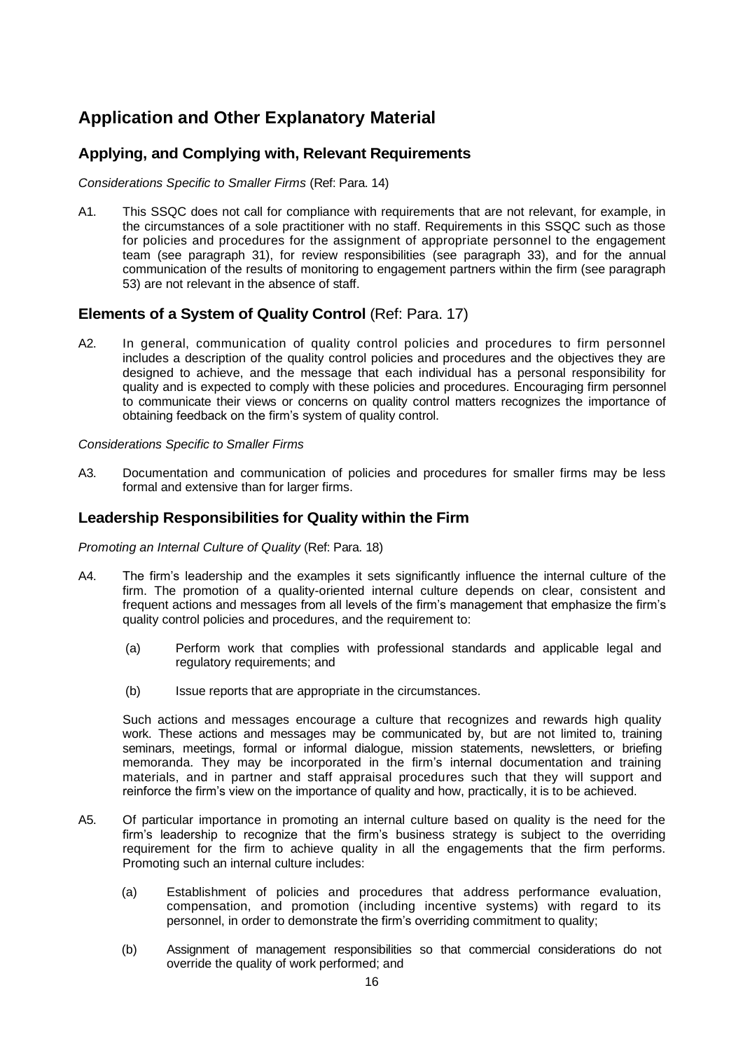# Application and Other Explanatory Material

## Applying, and Complying with, Relevant Requirements

*Considerations Specific to Smaller Firms* (Ref: Para. 14)

A1. This SSQC does not call for compliance with requirements that are not relevant, for example, in the circumstances of a sole practitioner with no staff. Requirements in this SSQC such as those for policies and procedures for the assignment of appropriate personnel to the engagement team (see paragraph 31), for review responsibilities (see paragraph 33), and for the annual communication of the results of monitoring to engagement partners within the firm (see paragraph 53) are not relevant in the absence of staff.

## Elements of a System of Quality Control (Ref: Para. 17)

A2. In general, communication of quality control policies and procedures to firm personnel includes a description of the quality control policies and procedures and the objectives they are designed to achieve, and the message that each individual has a personal responsibility for quality and is expected to comply with these policies and procedures. Encouraging firm personnel to communicate their views or concerns on quality control matters recognizes the importance of obtaining feedback on the firm's system of quality control.

*Considerations Specific to Smaller Firms*

A3. Documentation and communication of policies and procedures for smaller firms may be less formal and extensive than for larger firms.

## Leadership Responsibilities for Quality within the Firm

*Promoting an Internal Culture of Quality* (Ref: Para. 18)

A4. The firm's leadership and the examples it sets significantly influence the internal culture of the firm. The promotion of a quality-oriented internal culture depends on clear, consistent and frequent actions and messages from all levels of the firm's management that emphasize the firm's quality control policies and procedures, and the requirement to:

(a) Perform work that complies with professional standards and applicable legal and regulatory requirements; and

(b) Issue reports that are appropriate in the circumstances.

Such actions and messages encourage a culture that recognizes and rewards high quality work. These actions and messages may be communicated by, but are not limited to, training seminars, meetings, formal or informal dialogue, mission statements, newsletters, or briefing memoranda. They may be incorporated in the firm's internal documentation and training materials, and in partner and staff appraisal procedures such that they will support and reinforce the firm's view on the importance of quality and how, practically, it is to be achieved.

A5. Of particular importance in promoting an internal culture based on quality is the need for the firm's leadership to recognize that the firm's business strategy is subject to the overriding requirement for the firm to achieve quality in all the engagements that the firm performs. Promoting such an internal culture includes:

(a) Establishment of policies and procedures that address performance evaluation, compensation, and promotion (including incentive systems) with regard to its personnel, in order to demonstrate the firm's overriding commitment to quality;

(b) Assignment of management responsibilities so that commercial considerations do not override the quality of work performed; and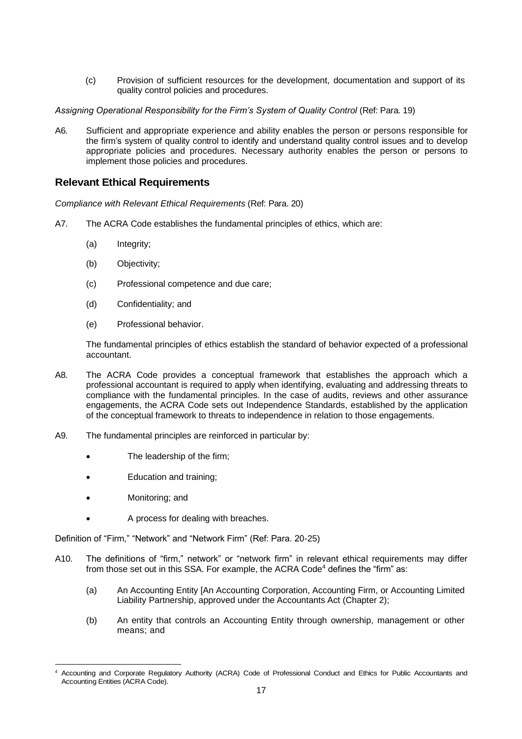(c) Provision of sufficient resources for the development, documentation and support of its quality control policies and procedures.

*Assigning Operational Responsibility for the Firm's System of Quality Control* (Ref: Para. 19)

A6. Sufficient and appropriate experience and ability enables the person or persons responsible for the firm's system of quality control to identify and understand quality control issues and to develop appropriate policies and procedures. Necessary authority enables the person or persons to implement those policies and procedures.

## Relevant Ethical Requirements

*Compliance with Relevant Ethical Requirements* (Ref: Para. 20)

A7. The ACRA Code establishes the fundamental principles of ethics, which are:

(a) Integrity;

(b) Objectivity;

(c) Professional competence and due care;

(d) Confidentiality; and

(e) Professional behavior.

The fundamental principles of ethics establish the standard of behavior expected of a professional accountant.

A8. The ACRA Code provides a conceptual framework that establishes the approach which a professional accountant is required to apply when identifying, evaluating and addressing threats to compliance with the fundamental principles. In the case of audits, reviews and other assurance engagements, the ACRA Code sets out Independence Standards, established by the application of the conceptual framework to threats to independence in relation to those engagements.

A9. The fundamental principles are reinforced in particular by:

- The leadership of the firm;
- Education and training;
- Monitoring; and
- A process for dealing with breaches.

Definition of "Firm," "Network" and "Network Firm" (Ref: Para. 20-25)

A10. The definitions of "firm," network" or "network firm" in relevant ethical requirements may differ from those set out in this SSA. For example, the ACRA Code[4] defines the "firm" as:

(a) An Accounting Entity [An Accounting Corporation, Accounting Firm, or Accounting Limited Liability Partnership, approved under the Accountants Act (Chapter 2);

(b) An entity that controls an Accounting Entity through ownership, management or other means; and

[4] Accounting and Corporate Regulatory Authority (ACRA) Code of Professional Conduct and Ethics for Public Accountants and Accounting Entities (ACRA Code).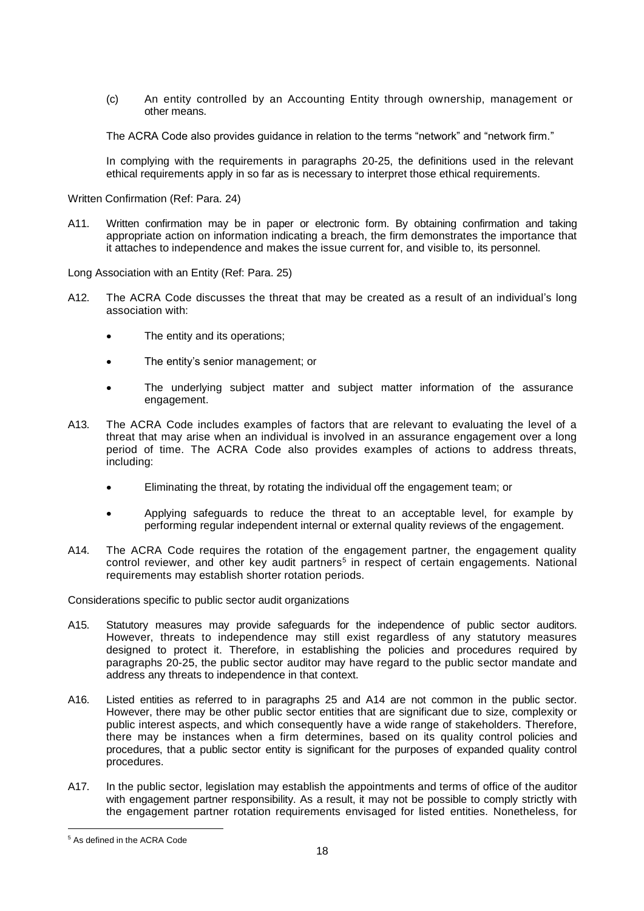(c) An entity controlled by an Accounting Entity through ownership, management or other means.

The ACRA Code also provides guidance in relation to the terms "network" and "network firm."

In complying with the requirements in paragraphs 20-25, the definitions used in the relevant ethical requirements apply in so far as is necessary to interpret those ethical requirements.

Written Confirmation (Ref: Para. 24)

A11. Written confirmation may be in paper or electronic form. By obtaining confirmation and taking appropriate action on information indicating a breach, the firm demonstrates the importance that it attaches to independence and makes the issue current for, and visible to, its personnel.

Long Association with an Entity (Ref: Para. 25)

A12. The ACRA Code discusses the threat that may be created as a result of an individual's long association with:

- The entity and its operations;
- The entity's senior management; or
- The underlying subject matter and subject matter information of the assurance engagement.

A13. The ACRA Code includes examples of factors that are relevant to evaluating the level of a threat that may arise when an individual is involved in an assurance engagement over a long period of time. The ACRA Code also provides examples of actions to address threats, including:

- Eliminating the threat, by rotating the individual off the engagement team; or
- Applying safeguards to reduce the threat to an acceptable level, for example by performing regular independent internal or external quality reviews of the engagement.

A14. The ACRA Code requires the rotation of the engagement partner, the engagement quality control reviewer, and other key audit partners[5] in respect of certain engagements. National requirements may establish shorter rotation periods.

Considerations specific to public sector audit organizations

A15. Statutory measures may provide safeguards for the independence of public sector auditors. However, threats to independence may still exist regardless of any statutory measures designed to protect it. Therefore, in establishing the policies and procedures required by paragraphs 20-25, the public sector auditor may have regard to the public sector mandate and address any threats to independence in that context.

A16. Listed entities as referred to in paragraphs 25 and A14 are not common in the public sector. However, there may be other public sector entities that are significant due to size, complexity or public interest aspects, and which consequently have a wide range of stakeholders. Therefore, there may be instances when a firm determines, based on its quality control policies and procedures, that a public sector entity is significant for the purposes of expanded quality control procedures.

A17. In the public sector, legislation may establish the appointments and terms of office of the auditor with engagement partner responsibility. As a result, it may not be possible to comply strictly with the engagement partner rotation requirements envisaged for listed entities. Nonetheless, for

[5] As defined in the ACRA Code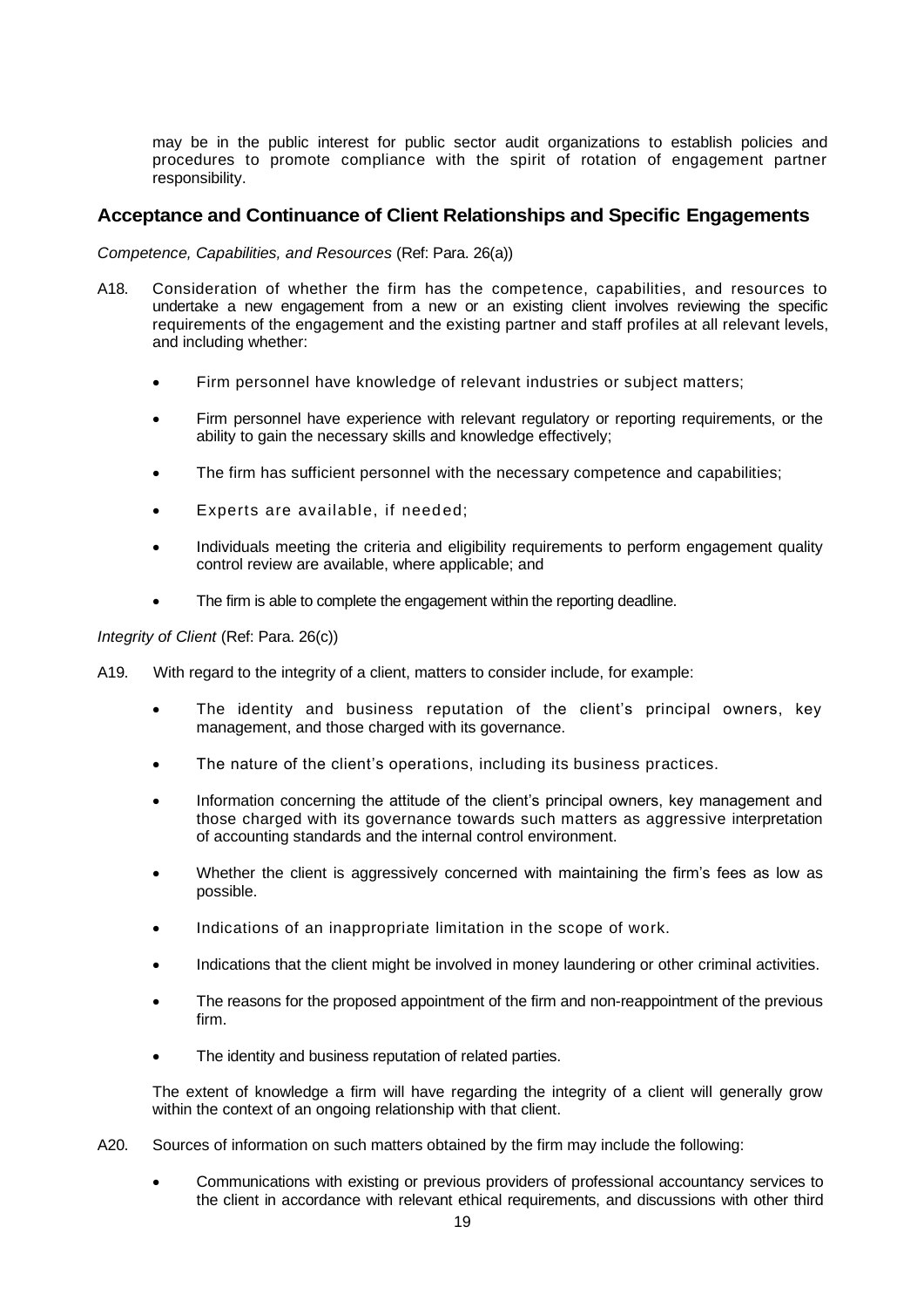may be in the public interest for public sector audit organizations to establish policies and procedures to promote compliance with the spirit of rotation of engagement partner responsibility.

## Acceptance and Continuance of Client Relationships and Specific Engagements

*Competence, Capabilities, and Resources* (Ref: Para. 26(a))

A18. Consideration of whether the firm has the competence, capabilities, and resources to undertake a new engagement from a new or an existing client involves reviewing the specific requirements of the engagement and the existing partner and staff profiles at all relevant levels, and including whether:

- Firm personnel have knowledge of relevant industries or subject matters;
- Firm personnel have experience with relevant regulatory or reporting requirements, or the ability to gain the necessary skills and knowledge effectively;
- The firm has sufficient personnel with the necessary competence and capabilities;
- Experts are available, if needed;
- Individuals meeting the criteria and eligibility requirements to perform engagement quality control review are available, where applicable; and
- The firm is able to complete the engagement within the reporting deadline.

*Integrity of Client* (Ref: Para. 26(c))

A19. With regard to the integrity of a client, matters to consider include, for example:

- The identity and business reputation of the client's principal owners, key management, and those charged with its governance.
- The nature of the client's operations, including its business practices.
- Information concerning the attitude of the client's principal owners, key management and those charged with its governance towards such matters as aggressive interpretation of accounting standards and the internal control environment.
- Whether the client is aggressively concerned with maintaining the firm's fees as low as possible.
- Indications of an inappropriate limitation in the scope of work.
- Indications that the client might be involved in money laundering or other criminal activities.
- The reasons for the proposed appointment of the firm and non-reappointment of the previous firm.
- The identity and business reputation of related parties.

The extent of knowledge a firm will have regarding the integrity of a client will generally grow within the context of an ongoing relationship with that client.

A20. Sources of information on such matters obtained by the firm may include the following:

- Communications with existing or previous providers of professional accountancy services to the client in accordance with relevant ethical requirements, and discussions with other third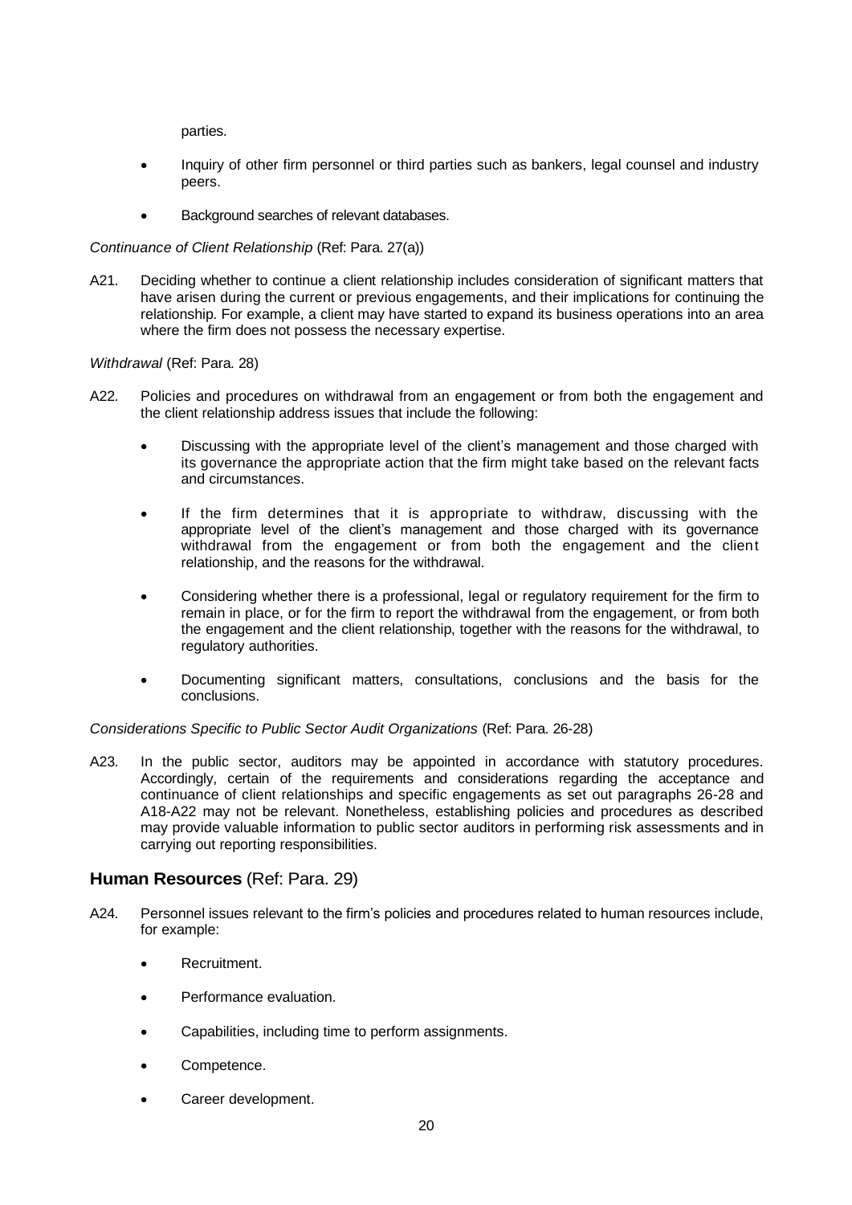parties.

- Inquiry of other firm personnel or third parties such as bankers, legal counsel and industry peers.
- Background searches of relevant databases.

*Continuance of Client Relationship* (Ref: Para. 27(a))

A21. Deciding whether to continue a client relationship includes consideration of significant matters that have arisen during the current or previous engagements, and their implications for continuing the relationship. For example, a client may have started to expand its business operations into an area where the firm does not possess the necessary expertise.

*Withdrawal* (Ref: Para. 28)

A22. Policies and procedures on withdrawal from an engagement or from both the engagement and the client relationship address issues that include the following:

- Discussing with the appropriate level of the client's management and those charged with its governance the appropriate action that the firm might take based on the relevant facts and circumstances.
- If the firm determines that it is appropriate to withdraw, discussing with the appropriate level of the client's management and those charged with its governance withdrawal from the engagement or from both the engagement and the client relationship, and the reasons for the withdrawal.
- Considering whether there is a professional, legal or regulatory requirement for the firm to remain in place, or for the firm to report the withdrawal from the engagement, or from both the engagement and the client relationship, together with the reasons for the withdrawal, to regulatory authorities.
- Documenting significant matters, consultations, conclusions and the basis for the conclusions.

*Considerations Specific to Public Sector Audit Organizations* (Ref: Para. 26-28)

A23. In the public sector, auditors may be appointed in accordance with statutory procedures. Accordingly, certain of the requirements and considerations regarding the acceptance and continuance of client relationships and specific engagements as set out paragraphs 26-28 and A18-A22 may not be relevant. Nonetheless, establishing policies and procedures as described may provide valuable information to public sector auditors in performing risk assessments and in carrying out reporting responsibilities.

## Human Resources (Ref: Para. 29)

A24. Personnel issues relevant to the firm's policies and procedures related to human resources include, for example:

- Recruitment.
- Performance evaluation.
- Capabilities, including time to perform assignments.
- Competence.
- Career development.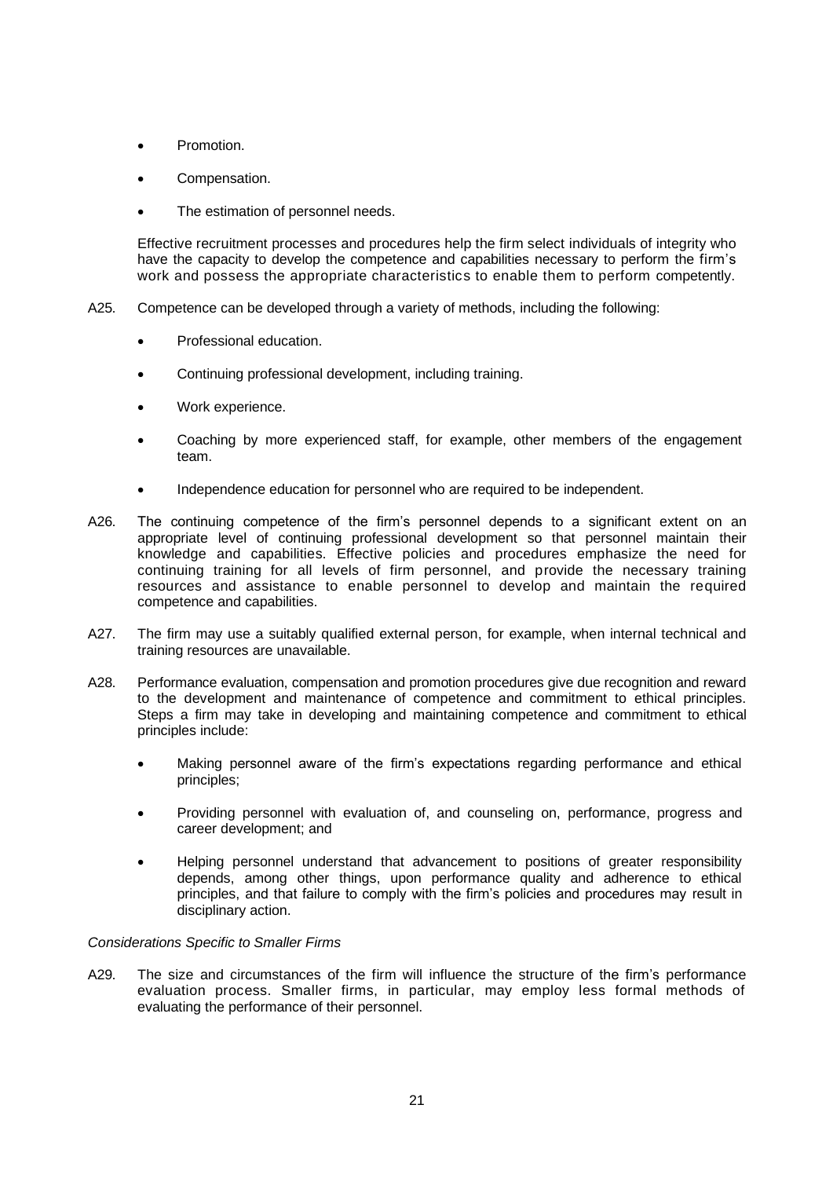- Promotion.
- Compensation.
- The estimation of personnel needs.

Effective recruitment processes and procedures help the firm select individuals of integrity who have the capacity to develop the competence and capabilities necessary to perform the firm's work and possess the appropriate characteristics to enable them to perform competently.

A25. Competence can be developed through a variety of methods, including the following:

- Professional education.
- Continuing professional development, including training.
- Work experience.
- Coaching by more experienced staff, for example, other members of the engagement team.
- Independence education for personnel who are required to be independent.

A26. The continuing competence of the firm's personnel depends to a significant extent on an appropriate level of continuing professional development so that personnel maintain their knowledge and capabilities. Effective policies and procedures emphasize the need for continuing training for all levels of firm personnel, and provide the necessary training resources and assistance to enable personnel to develop and maintain the required competence and capabilities.

A27. The firm may use a suitably qualified external person, for example, when internal technical and training resources are unavailable.

A28. Performance evaluation, compensation and promotion procedures give due recognition and reward to the development and maintenance of competence and commitment to ethical principles. Steps a firm may take in developing and maintaining competence and commitment to ethical principles include:

- Making personnel aware of the firm's expectations regarding performance and ethical principles;
- Providing personnel with evaluation of, and counseling on, performance, progress and career development; and
- Helping personnel understand that advancement to positions of greater responsibility depends, among other things, upon performance quality and adherence to ethical principles, and that failure to comply with the firm's policies and procedures may result in disciplinary action.

*Considerations Specific to Smaller Firms*

A29. The size and circumstances of the firm will influence the structure of the firm's performance evaluation process. Smaller firms, in particular, may employ less formal methods of evaluating the performance of their personnel.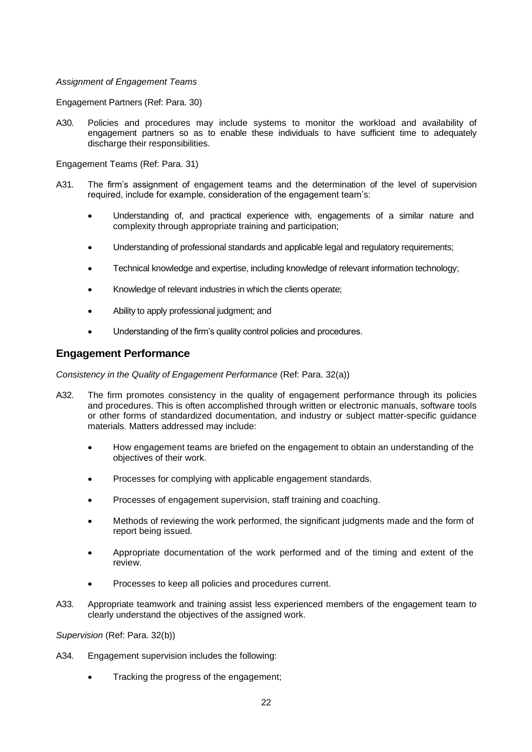*Assignment of Engagement Teams*

Engagement Partners (Ref: Para. 30)

A30. Policies and procedures may include systems to monitor the workload and availability of engagement partners so as to enable these individuals to have sufficient time to adequately discharge their responsibilities.

Engagement Teams (Ref: Para. 31)

A31. The firm's assignment of engagement teams and the determination of the level of supervision required, include for example, consideration of the engagement team's:

- Understanding of, and practical experience with, engagements of a similar nature and complexity through appropriate training and participation;
- Understanding of professional standards and applicable legal and regulatory requirements;
- Technical knowledge and expertise, including knowledge of relevant information technology;
- Knowledge of relevant industries in which the clients operate;
- Ability to apply professional judgment; and
- Understanding of the firm's quality control policies and procedures.

## Engagement Performance

*Consistency in the Quality of Engagement Performance* (Ref: Para. 32(a))

A32. The firm promotes consistency in the quality of engagement performance through its policies and procedures. This is often accomplished through written or electronic manuals, software tools or other forms of standardized documentation, and industry or subject matter-specific guidance materials. Matters addressed may include:

- How engagement teams are briefed on the engagement to obtain an understanding of the objectives of their work.
- Processes for complying with applicable engagement standards.
- Processes of engagement supervision, staff training and coaching.
- Methods of reviewing the work performed, the significant judgments made and the form of report being issued.
- Appropriate documentation of the work performed and of the timing and extent of the review.
- Processes to keep all policies and procedures current.

A33. Appropriate teamwork and training assist less experienced members of the engagement team to clearly understand the objectives of the assigned work.

*Supervision* (Ref: Para. 32(b))

A34. Engagement supervision includes the following:

- Tracking the progress of the engagement;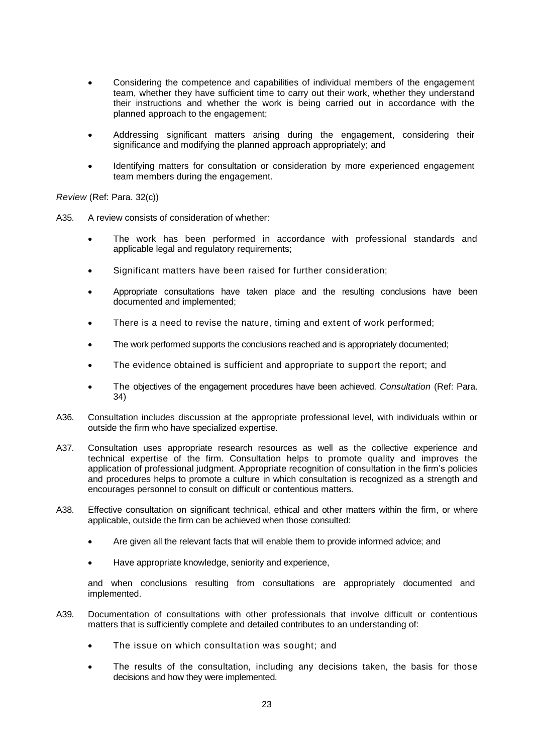- Considering the competence and capabilities of individual members of the engagement team, whether they have sufficient time to carry out their work, whether they understand their instructions and whether the work is being carried out in accordance with the planned approach to the engagement;
- Addressing significant matters arising during the engagement, considering their significance and modifying the planned approach appropriately; and
- Identifying matters for consultation or consideration by more experienced engagement team members during the engagement.

*Review* (Ref: Para. 32(c))

A35. A review consists of consideration of whether:

- The work has been performed in accordance with professional standards and applicable legal and regulatory requirements;
- Significant matters have been raised for further consideration;
- Appropriate consultations have taken place and the resulting conclusions have been documented and implemented;
- There is a need to revise the nature, timing and extent of work performed;
- The work performed supports the conclusions reached and is appropriately documented;
- The evidence obtained is sufficient and appropriate to support the report; and
- The objectives of the engagement procedures have been achieved.

*Consultation* (Ref: Para. 34)

A36. Consultation includes discussion at the appropriate professional level, with individuals within or outside the firm who have specialized expertise.

A37. Consultation uses appropriate research resources as well as the collective experience and technical expertise of the firm. Consultation helps to promote quality and improves the application of professional judgment. Appropriate recognition of consultation in the firm's policies and procedures helps to promote a culture in which consultation is recognized as a strength and encourages personnel to consult on difficult or contentious matters.

A38. Effective consultation on significant technical, ethical and other matters within the firm, or where applicable, outside the firm can be achieved when those consulted:

- Are given all the relevant facts that will enable them to provide informed advice; and
- Have appropriate knowledge, seniority and experience,

and when conclusions resulting from consultations are appropriately documented and implemented.

A39. Documentation of consultations with other professionals that involve difficult or contentious matters that is sufficiently complete and detailed contributes to an understanding of:

- The issue on which consultation was sought; and
- The results of the consultation, including any decisions taken, the basis for those decisions and how they were implemented.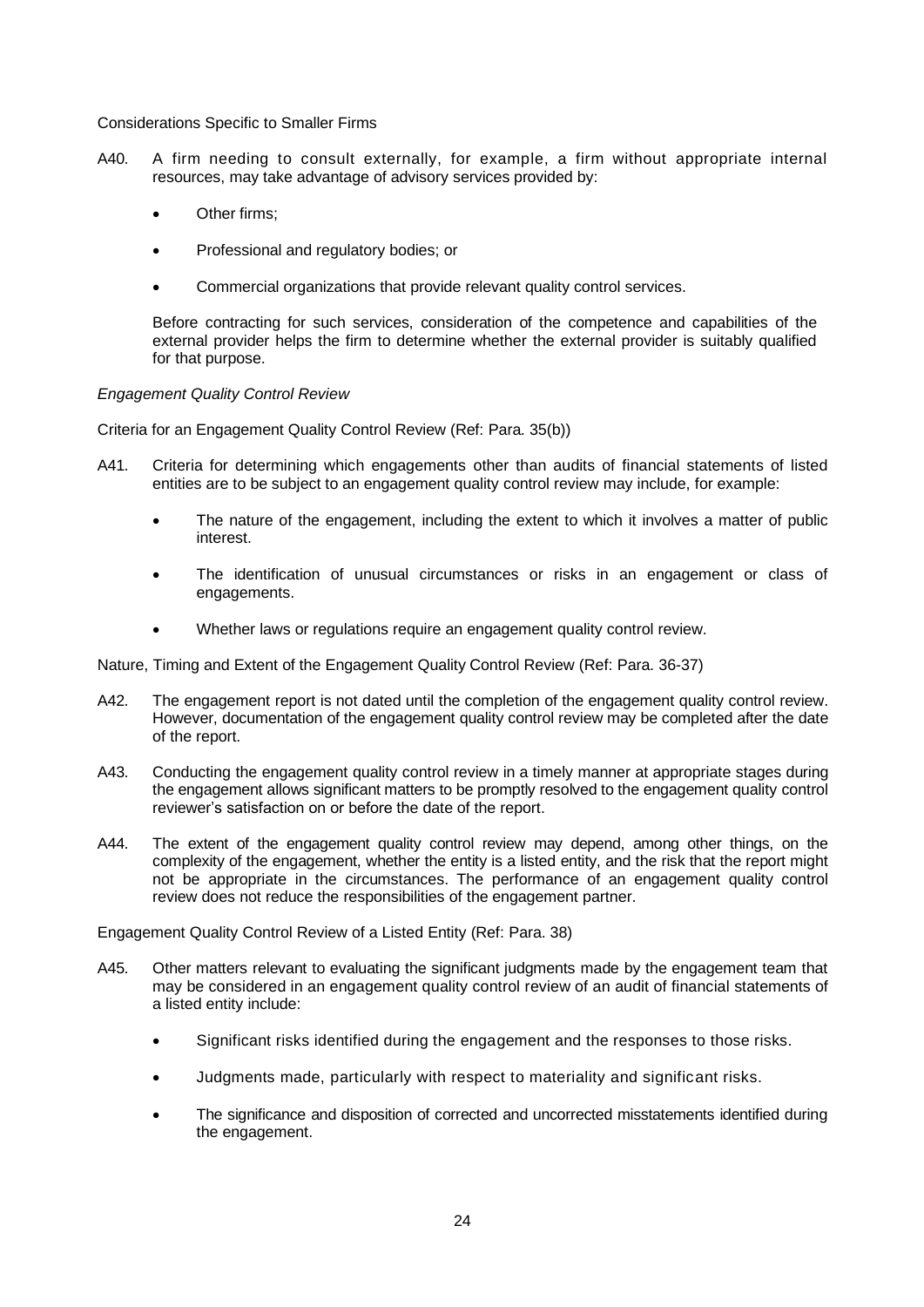Considerations Specific to Smaller Firms

A40. A firm needing to consult externally, for example, a firm without appropriate internal resources, may take advantage of advisory services provided by:

- Other firms;
- Professional and regulatory bodies; or
- Commercial organizations that provide relevant quality control services.

Before contracting for such services, consideration of the competence and capabilities of the external provider helps the firm to determine whether the external provider is suitably qualified for that purpose.

*Engagement Quality Control Review*

Criteria for an Engagement Quality Control Review (Ref: Para. 35(b))

A41. Criteria for determining which engagements other than audits of financial statements of listed entities are to be subject to an engagement quality control review may include, for example:

- The nature of the engagement, including the extent to which it involves a matter of public interest.
- The identification of unusual circumstances or risks in an engagement or class of engagements.
- Whether laws or regulations require an engagement quality control review.

Nature, Timing and Extent of the Engagement Quality Control Review (Ref: Para. 36-37)

A42. The engagement report is not dated until the completion of the engagement quality control review. However, documentation of the engagement quality control review may be completed after the date of the report.

A43. Conducting the engagement quality control review in a timely manner at appropriate stages during the engagement allows significant matters to be promptly resolved to the engagement quality control reviewer's satisfaction on or before the date of the report.

A44. The extent of the engagement quality control review may depend, among other things, on the complexity of the engagement, whether the entity is a listed entity, and the risk that the report might not be appropriate in the circumstances. The performance of an engagement quality control review does not reduce the responsibilities of the engagement partner.

Engagement Quality Control Review of a Listed Entity (Ref: Para. 38)

A45. Other matters relevant to evaluating the significant judgments made by the engagement team that may be considered in an engagement quality control review of an audit of financial statements of a listed entity include:

- Significant risks identified during the engagement and the responses to those risks.
- Judgments made, particularly with respect to materiality and significant risks.
- The significance and disposition of corrected and uncorrected misstatements identified during the engagement.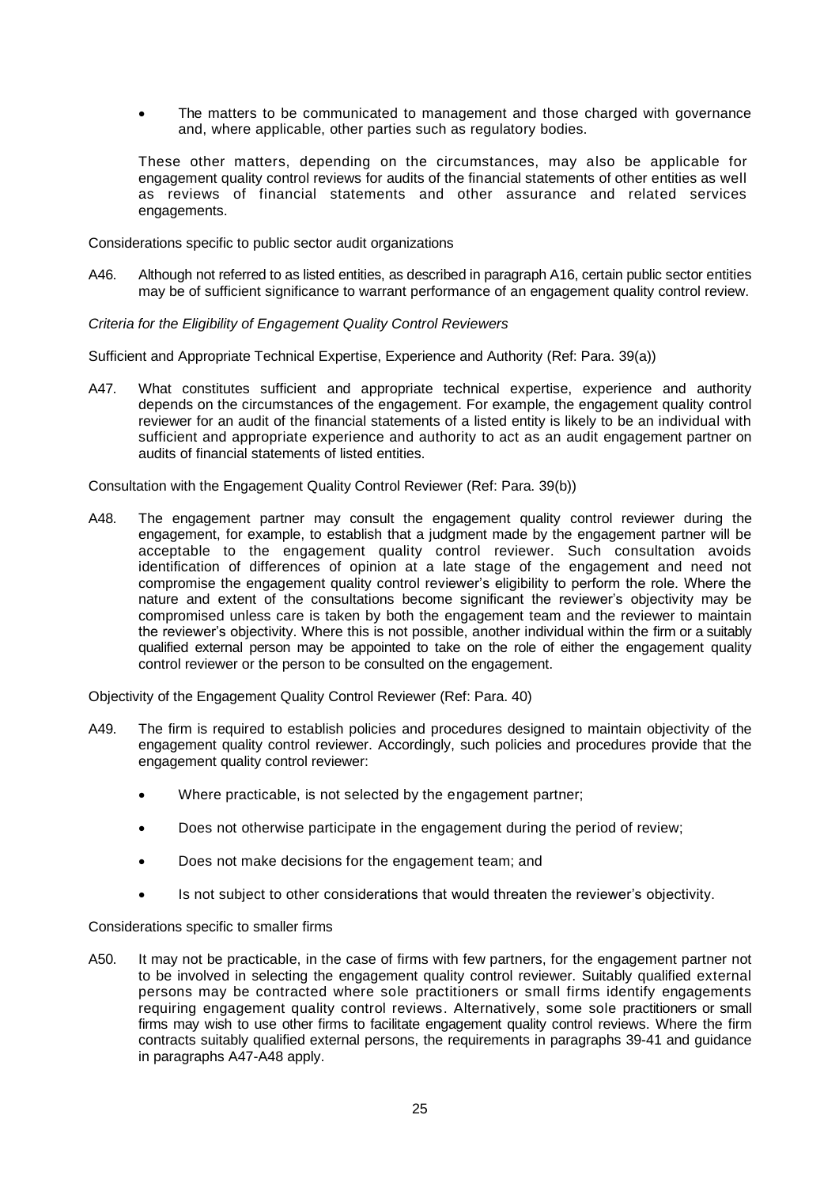- The matters to be communicated to management and those charged with governance and, where applicable, other parties such as regulatory bodies.

These other matters, depending on the circumstances, may also be applicable for engagement quality control reviews for audits of the financial statements of other entities as well as reviews of financial statements and other assurance and related services engagements.

Considerations specific to public sector audit organizations

A46. Although not referred to as listed entities, as described in paragraph A16, certain public sector entities may be of sufficient significance to warrant performance of an engagement quality control review.

*Criteria for the Eligibility of Engagement Quality Control Reviewers*

Sufficient and Appropriate Technical Expertise, Experience and Authority (Ref: Para. 39(a))

A47. What constitutes sufficient and appropriate technical expertise, experience and authority depends on the circumstances of the engagement. For example, the engagement quality control reviewer for an audit of the financial statements of a listed entity is likely to be an individual with sufficient and appropriate experience and authority to act as an audit engagement partner on audits of financial statements of listed entities.

Consultation with the Engagement Quality Control Reviewer (Ref: Para. 39(b))

A48. The engagement partner may consult the engagement quality control reviewer during the engagement, for example, to establish that a judgment made by the engagement partner will be acceptable to the engagement quality control reviewer. Such consultation avoids identification of differences of opinion at a late stage of the engagement and need not compromise the engagement quality control reviewer's eligibility to perform the role. Where the nature and extent of the consultations become significant the reviewer's objectivity may be compromised unless care is taken by both the engagement team and the reviewer to maintain the reviewer's objectivity. Where this is not possible, another individual within the firm or a suitably qualified external person may be appointed to take on the role of either the engagement quality control reviewer or the person to be consulted on the engagement.

Objectivity of the Engagement Quality Control Reviewer (Ref: Para. 40)

A49. The firm is required to establish policies and procedures designed to maintain objectivity of the engagement quality control reviewer. Accordingly, such policies and procedures provide that the engagement quality control reviewer:

- Where practicable, is not selected by the engagement partner;
- Does not otherwise participate in the engagement during the period of review;
- Does not make decisions for the engagement team; and
- Is not subject to other considerations that would threaten the reviewer's objectivity.

Considerations specific to smaller firms

A50. It may not be practicable, in the case of firms with few partners, for the engagement partner not to be involved in selecting the engagement quality control reviewer. Suitably qualified external persons may be contracted where sole practitioners or small firms identify engagements requiring engagement quality control reviews. Alternatively, some sole practitioners or small firms may wish to use other firms to facilitate engagement quality control reviews. Where the firm contracts suitably qualified external persons, the requirements in paragraphs 39-41 and guidance in paragraphs A47-A48 apply.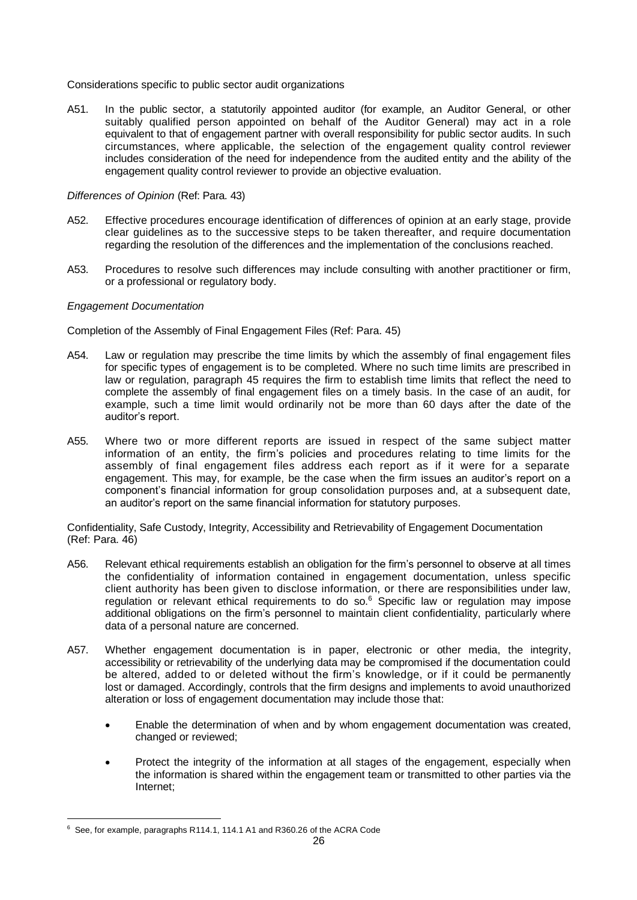Considerations specific to public sector audit organizations

A51. In the public sector, a statutorily appointed auditor (for example, an Auditor General, or other suitably qualified person appointed on behalf of the Auditor General) may act in a role equivalent to that of engagement partner with overall responsibility for public sector audits. In such circumstances, where applicable, the selection of the engagement quality control reviewer includes consideration of the need for independence from the audited entity and the ability of the engagement quality control reviewer to provide an objective evaluation.

*Differences of Opinion* (Ref: Para. 43)

A52. Effective procedures encourage identification of differences of opinion at an early stage, provide clear guidelines as to the successive steps to be taken thereafter, and require documentation regarding the resolution of the differences and the implementation of the conclusions reached.

A53. Procedures to resolve such differences may include consulting with another practitioner or firm, or a professional or regulatory body.

*Engagement Documentation*

Completion of the Assembly of Final Engagement Files (Ref: Para. 45)

A54. Law or regulation may prescribe the time limits by which the assembly of final engagement files for specific types of engagement is to be completed. Where no such time limits are prescribed in law or regulation, paragraph 45 requires the firm to establish time limits that reflect the need to complete the assembly of final engagement files on a timely basis. In the case of an audit, for example, such a time limit would ordinarily not be more than 60 days after the date of the auditor's report.

A55. Where two or more different reports are issued in respect of the same subject matter information of an entity, the firm's policies and procedures relating to time limits for the assembly of final engagement files address each report as if it were for a separate engagement. This may, for example, be the case when the firm issues an auditor's report on a component's financial information for group consolidation purposes and, at a subsequent date, an auditor's report on the same financial information for statutory purposes.

Confidentiality, Safe Custody, Integrity, Accessibility and Retrievability of Engagement Documentation (Ref: Para. 46)

A56. Relevant ethical requirements establish an obligation for the firm's personnel to observe at all times the confidentiality of information contained in engagement documentation, unless specific client authority has been given to disclose information, or there are responsibilities under law, regulation or relevant ethical requirements to do so.[6] Specific law or regulation may impose additional obligations on the firm's personnel to maintain client confidentiality, particularly where data of a personal nature are concerned.

A57. Whether engagement documentation is in paper, electronic or other media, the integrity, accessibility or retrievability of the underlying data may be compromised if the documentation could be altered, added to or deleted without the firm's knowledge, or if it could be permanently lost or damaged. Accordingly, controls that the firm designs and implements to avoid unauthorized alteration or loss of engagement documentation may include those that:

- Enable the determination of when and by whom engagement documentation was created, changed or reviewed;
- Protect the integrity of the information at all stages of the engagement, especially when the information is shared within the engagement team or transmitted to other parties via the Internet;

[6] See, for example, paragraphs R114.1, 114.1 A1 and R360.26 of the ACRA Code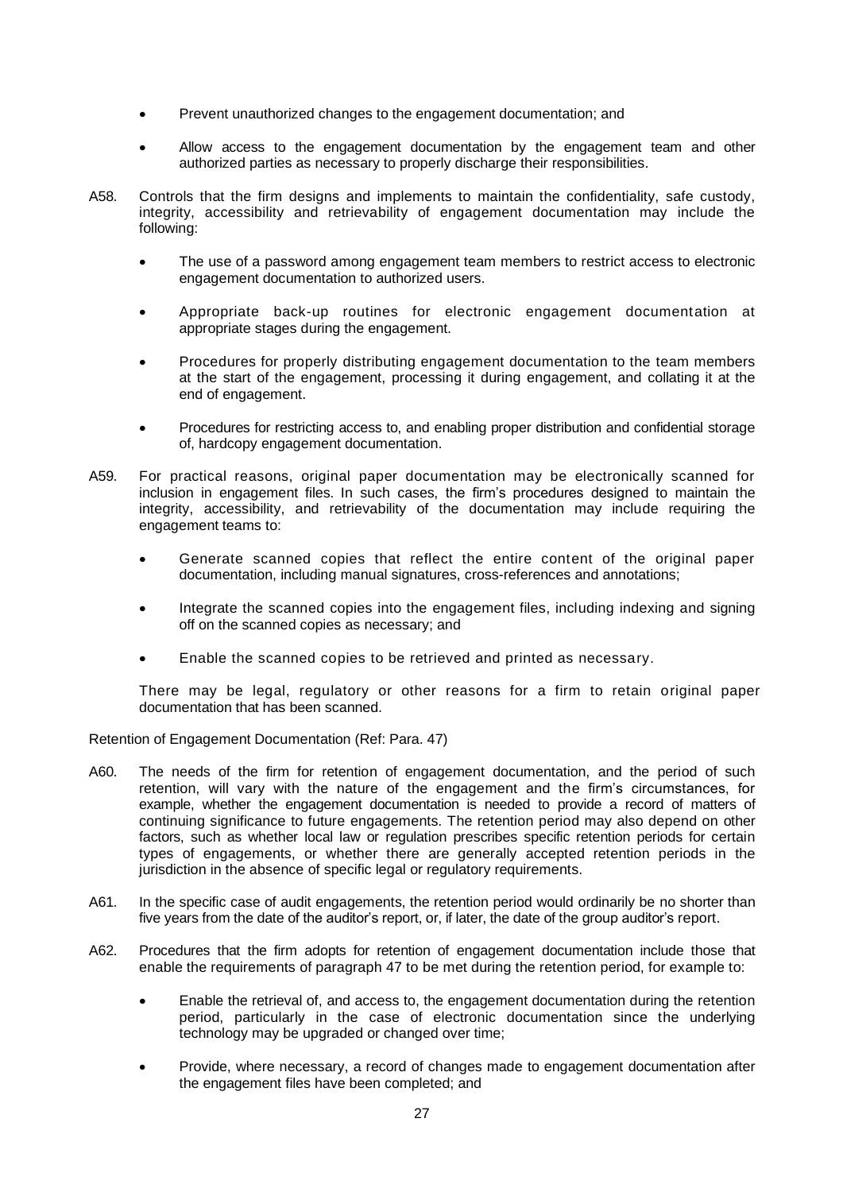- Prevent unauthorized changes to the engagement documentation; and
- Allow access to the engagement documentation by the engagement team and other authorized parties as necessary to properly discharge their responsibilities.

A58. Controls that the firm designs and implements to maintain the confidentiality, safe custody, integrity, accessibility and retrievability of engagement documentation may include the following:

- The use of a password among engagement team members to restrict access to electronic engagement documentation to authorized users.
- Appropriate back-up routines for electronic engagement documentation at appropriate stages during the engagement.
- Procedures for properly distributing engagement documentation to the team members at the start of the engagement, processing it during engagement, and collating it at the end of engagement.
- Procedures for restricting access to, and enabling proper distribution and confidential storage of, hardcopy engagement documentation.

A59. For practical reasons, original paper documentation may be electronically scanned for inclusion in engagement files. In such cases, the firm's procedures designed to maintain the integrity, accessibility, and retrievability of the documentation may include requiring the engagement teams to:

- Generate scanned copies that reflect the entire content of the original paper documentation, including manual signatures, cross-references and annotations;
- Integrate the scanned copies into the engagement files, including indexing and signing off on the scanned copies as necessary; and
- Enable the scanned copies to be retrieved and printed as necessary.

There may be legal, regulatory or other reasons for a firm to retain original paper documentation that has been scanned.

Retention of Engagement Documentation (Ref: Para. 47)

A60. The needs of the firm for retention of engagement documentation, and the period of such retention, will vary with the nature of the engagement and the firm's circumstances, for example, whether the engagement documentation is needed to provide a record of matters of continuing significance to future engagements. The retention period may also depend on other factors, such as whether local law or regulation prescribes specific retention periods for certain types of engagements, or whether there are generally accepted retention periods in the jurisdiction in the absence of specific legal or regulatory requirements.

A61. In the specific case of audit engagements, the retention period would ordinarily be no shorter than five years from the date of the auditor's report, or, if later, the date of the group auditor's report.

A62. Procedures that the firm adopts for retention of engagement documentation include those that enable the requirements of paragraph 47 to be met during the retention period, for example to:

- Enable the retrieval of, and access to, the engagement documentation during the retention period, particularly in the case of electronic documentation since the underlying technology may be upgraded or changed over time;
- Provide, where necessary, a record of changes made to engagement documentation after the engagement files have been completed; and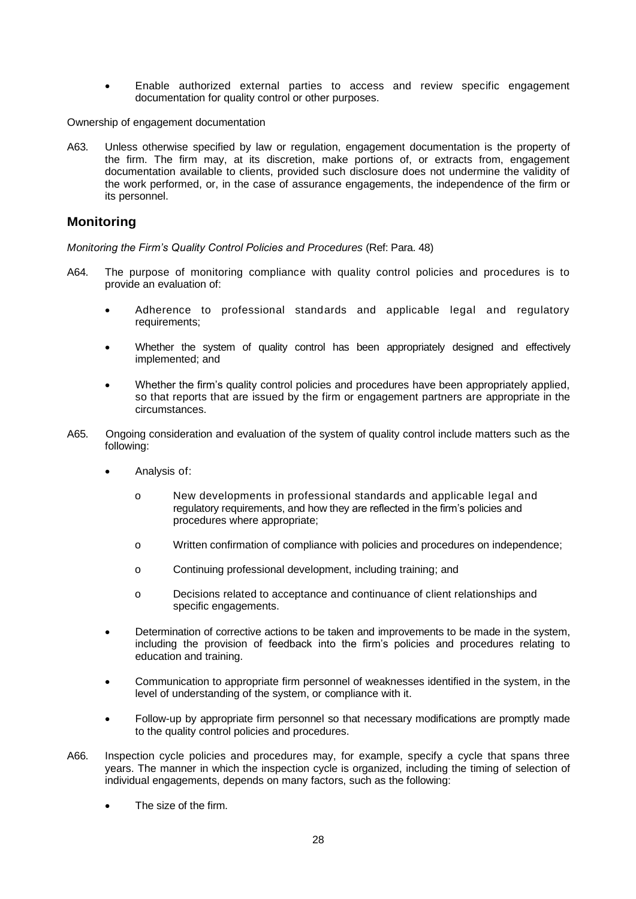- Enable authorized external parties to access and review specific engagement documentation for quality control or other purposes.

Ownership of engagement documentation

A63. Unless otherwise specified by law or regulation, engagement documentation is the property of the firm. The firm may, at its discretion, make portions of, or extracts from, engagement documentation available to clients, provided such disclosure does not undermine the validity of the work performed, or, in the case of assurance engagements, the independence of the firm or its personnel.

## Monitoring

*Monitoring the Firm's Quality Control Policies and Procedures* (Ref: Para. 48)

A64. The purpose of monitoring compliance with quality control policies and procedures is to provide an evaluation of:

- Adherence to professional standards and applicable legal and regulatory requirements;
- Whether the system of quality control has been appropriately designed and effectively implemented; and
- Whether the firm's quality control policies and procedures have been appropriately applied, so that reports that are issued by the firm or engagement partners are appropriate in the circumstances.

A65. Ongoing consideration and evaluation of the system of quality control include matters such as the following:

- Analysis of:
    - o New developments in professional standards and applicable legal and regulatory requirements, and how they are reflected in the firm's policies and procedures where appropriate;
    - o Written confirmation of compliance with policies and procedures on independence;
    - o Continuing professional development, including training; and
    - o Decisions related to acceptance and continuance of client relationships and specific engagements.
- Determination of corrective actions to be taken and improvements to be made in the system, including the provision of feedback into the firm's policies and procedures relating to education and training.
- Communication to appropriate firm personnel of weaknesses identified in the system, in the level of understanding of the system, or compliance with it.
- Follow-up by appropriate firm personnel so that necessary modifications are promptly made to the quality control policies and procedures.

A66. Inspection cycle policies and procedures may, for example, specify a cycle that spans three years. The manner in which the inspection cycle is organized, including the timing of selection of individual engagements, depends on many factors, such as the following:

- The size of the firm.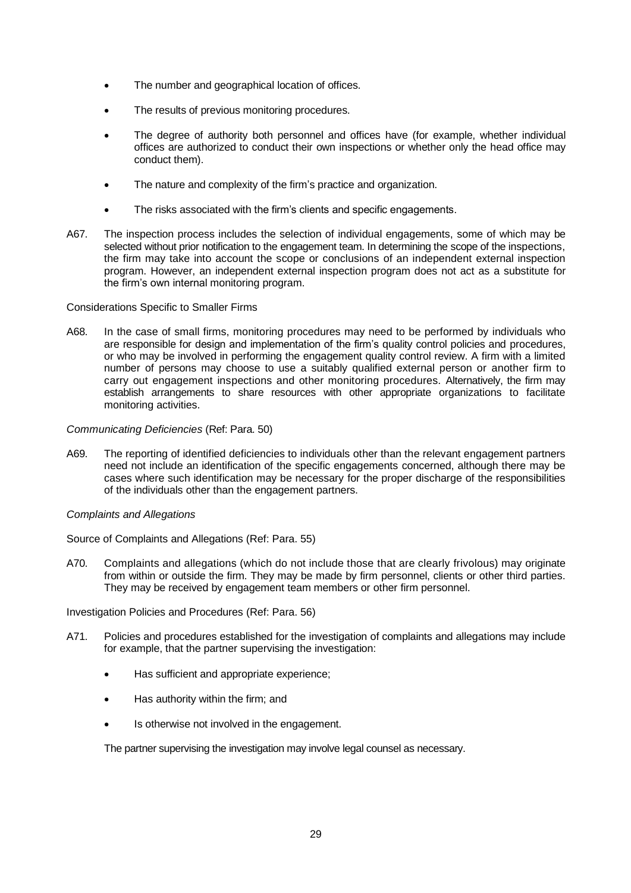- The number and geographical location of offices.
- The results of previous monitoring procedures.
- The degree of authority both personnel and offices have (for example, whether individual offices are authorized to conduct their own inspections or whether only the head office may conduct them).
- The nature and complexity of the firm's practice and organization.
- The risks associated with the firm's clients and specific engagements.

A67. The inspection process includes the selection of individual engagements, some of which may be selected without prior notification to the engagement team. In determining the scope of the inspections, the firm may take into account the scope or conclusions of an independent external inspection program. However, an independent external inspection program does not act as a substitute for the firm's own internal monitoring program.

Considerations Specific to Smaller Firms

A68. In the case of small firms, monitoring procedures may need to be performed by individuals who are responsible for design and implementation of the firm's quality control policies and procedures, or who may be involved in performing the engagement quality control review. A firm with a limited number of persons may choose to use a suitably qualified external person or another firm to carry out engagement inspections and other monitoring procedures. Alternatively, the firm may establish arrangements to share resources with other appropriate organizations to facilitate monitoring activities.

*Communicating Deficiencies* (Ref: Para. 50)

A69. The reporting of identified deficiencies to individuals other than the relevant engagement partners need not include an identification of the specific engagements concerned, although there may be cases where such identification may be necessary for the proper discharge of the responsibilities of the individuals other than the engagement partners.

*Complaints and Allegations*

Source of Complaints and Allegations (Ref: Para. 55)

A70. Complaints and allegations (which do not include those that are clearly frivolous) may originate from within or outside the firm. They may be made by firm personnel, clients or other third parties. They may be received by engagement team members or other firm personnel.

Investigation Policies and Procedures (Ref: Para. 56)

A71. Policies and procedures established for the investigation of complaints and allegations may include for example, that the partner supervising the investigation:

- Has sufficient and appropriate experience;
- Has authority within the firm; and
- Is otherwise not involved in the engagement.

The partner supervising the investigation may involve legal counsel as necessary.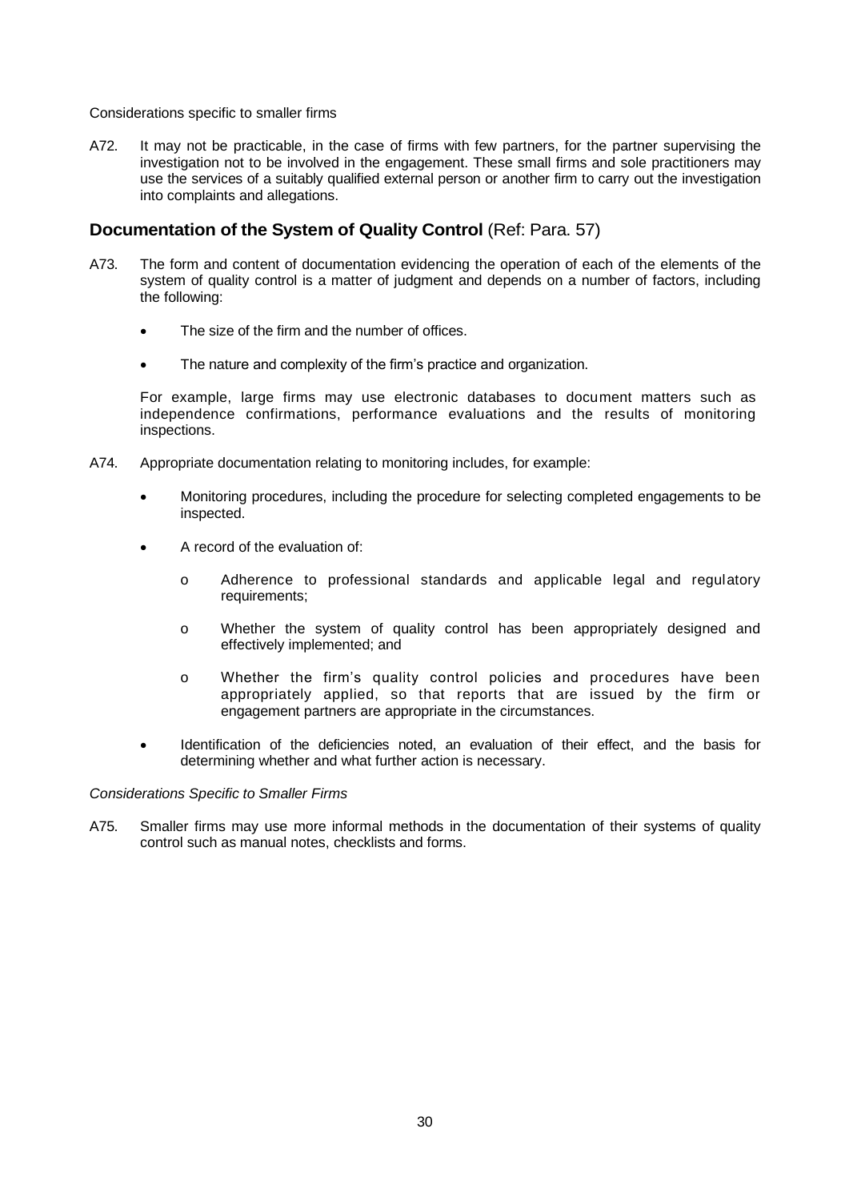Considerations specific to smaller firms

A72. It may not be practicable, in the case of firms with few partners, for the partner supervising the investigation not to be involved in the engagement. These small firms and sole practitioners may use the services of a suitably qualified external person or another firm to carry out the investigation into complaints and allegations.

## Documentation of the System of Quality Control (Ref: Para. 57)

A73. The form and content of documentation evidencing the operation of each of the elements of the system of quality control is a matter of judgment and depends on a number of factors, including the following:

- The size of the firm and the number of offices.
- The nature and complexity of the firm's practice and organization.

For example, large firms may use electronic databases to document matters such as independence confirmations, performance evaluations and the results of monitoring inspections.

A74. Appropriate documentation relating to monitoring includes, for example:

- Monitoring procedures, including the procedure for selecting completed engagements to be inspected.
- A record of the evaluation of:
  - Adherence to professional standards and applicable legal and regulatory requirements;
  - Whether the system of quality control has been appropriately designed and effectively implemented; and
  - Whether the firm's quality control policies and procedures have been appropriately applied, so that reports that are issued by the firm or engagement partners are appropriate in the circumstances.
- Identification of the deficiencies noted, an evaluation of their effect, and the basis for determining whether and what further action is necessary.

*Considerations Specific to Smaller Firms*

A75. Smaller firms may use more informal methods in the documentation of their systems of quality control such as manual notes, checklists and forms.